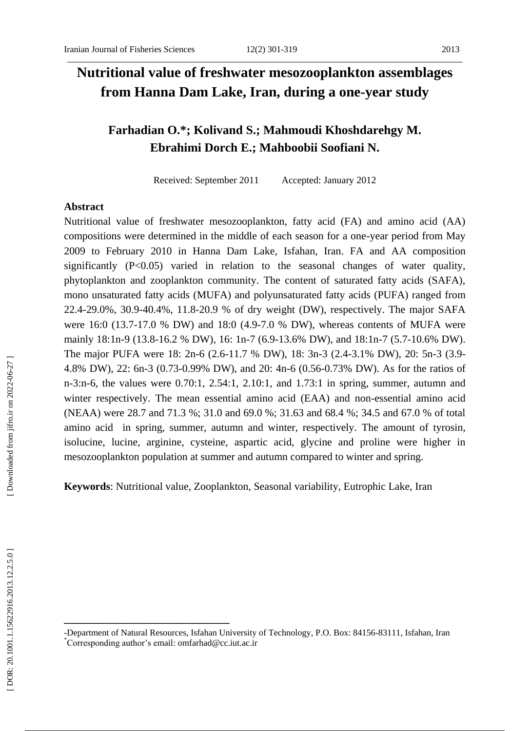# Nutritional value of freshwater mesozooplankton assemblages from Hanna Dam Lake, Iran, during a one-year study

**Farhadian O.\*; Kolivand S.; Mahmoudi Khoshdarehgy M. Ebrahimi Dorch E.; Mahboobii Soofiani N.**

Received: September 2011 Accepted: January 2012

## Abstract

Nutritional value of freshwater mesozooplankton, fatty acid (FA) and amino acid (AA) compositions were determined in the middle of each season for a one-year period from May 2009 to February 2010 in Hanna Dam Lake, Isfahan, Iran. FA and AA composition significantly ($P<0.05$) varied in relation to the seasonal changes of water quality, phytoplankton and zooplankton community. The content of saturated fatty acids (SAFA), mono unsaturated fatty acids (MUFA) and polyunsaturated fatty acids (PUFA) ranged from 22.4-29.0%, 30.9-40.4%, 11.8-20.9 % of dry weight (DW), respectively. The major SAFA were 16:0 (13.7-17.0 % DW) and 18:0 (4.9-7.0 % DW), whereas contents of MUFA were mainly 18:1n-9 (13.8-16.2 % DW), 16: 1n-7 (6.9-13.6% DW), and 18:1n-7 (5.7-10.6% DW). The major PUFA were 18: 2n-6 (2.6-11.7 % DW), 18: 3n-3 (2.4-3.1% DW), 20: 5n-3 (3.9-4.8% DW), 22: 6n-3 (0.73-0.99% DW), and 20: 4n-6 (0.56-0.73% DW). As for the ratios of n-3:n-6, the values were 0.70:1, 2.54:1, 2.10:1, and 1.73:1 in spring, summer, autumn and winter respectively. The mean essential amino acid (EAA) and non-essential amino acid (NEAA) were 28.7 and 71.3 %; 31.0 and 69.0 %; 31.63 and 68.4 %; 34.5 and 67.0 % of total amino acid in spring, summer, autumn and winter, respectively. The amount of tyrosin, isolucine, lucine, arginine, cysteine, aspartic acid, glycine and proline were higher in mesozooplankton population at summer and autumn compared to winter and spring.

**Keywords**: Nutritional value, Zooplankton, Seasonal variability, Eutrophic Lake, Iran

---

-Department of Natural Resources, Isfahan University of Technology, P.O. Box: 84156-83111, Isfahan, Iran

\*Corresponding author's email: omfarhad@cc.iut.ac.ir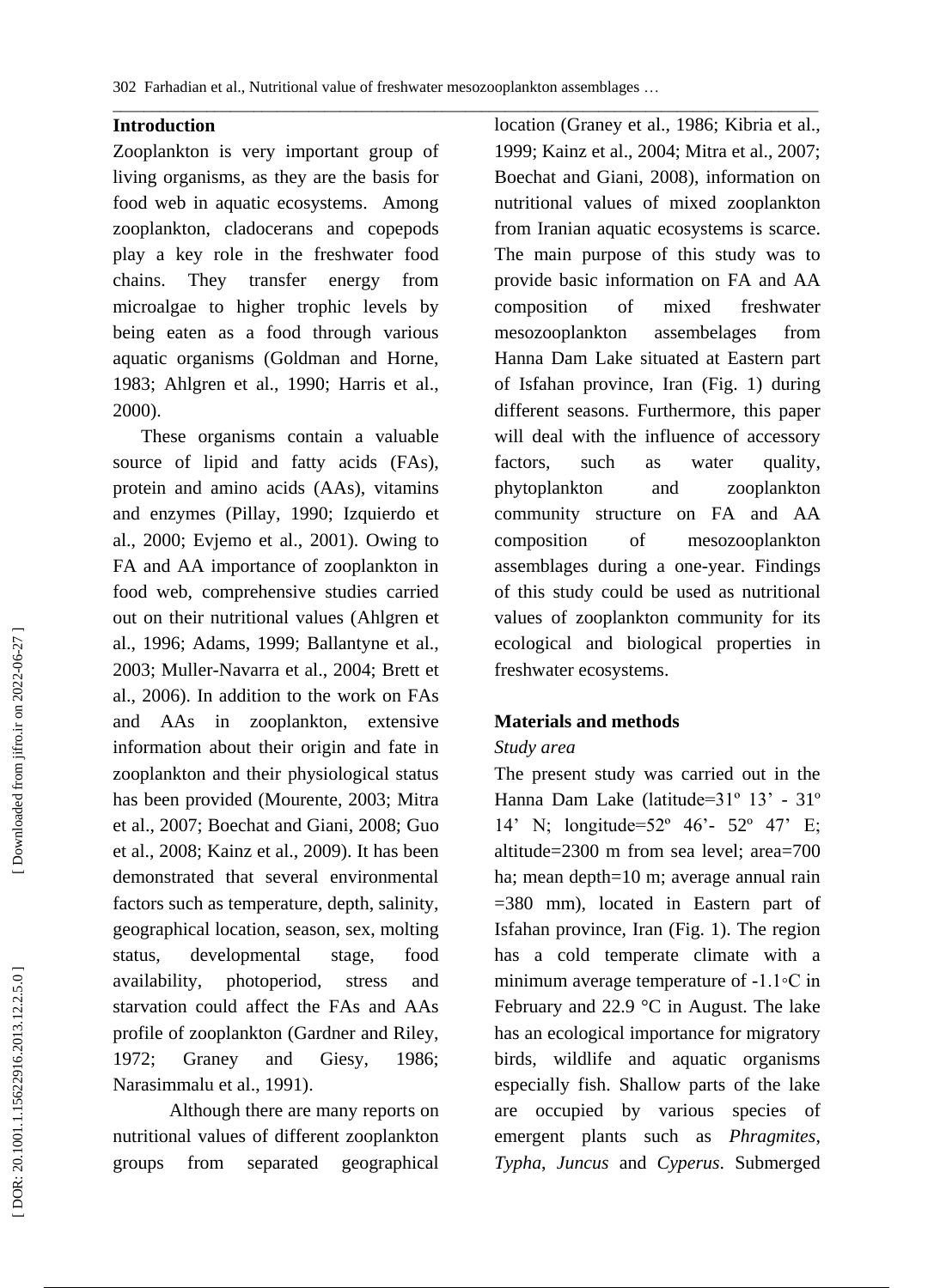## Introduction

Zooplankton is very important group of living organisms, as they are the basis for food web in aquatic ecosystems. Among zooplankton, cladocerans and copepods play a key role in the freshwater food chains. They transfer energy from microalgae to higher trophic levels by being eaten as a food through various aquatic organisms (Goldman and Horne, 1983; Ahlgren et al., 1990; Harris et al., 2000).

These organisms contain a valuable source of lipid and fatty acids (FAs), protein and amino acids (AAs), vitamins and enzymes (Pillay, 1990; Izquierdo et al., 2000; Evjemo et al., 2001). Owing to FA and AA importance of zooplankton in food web, comprehensive studies carried out on their nutritional values (Ahlgren et al., 1996; Adams, 1999; Ballantyne et al., 2003; Muller-Navarra et al., 2004; Brett et al., 2006). In addition to the work on FAs and AAs in zooplankton, extensive information about their origin and fate in zooplankton and their physiological status has been provided (Mourente, 2003; Mitra et al., 2007; Boechat and Giani, 2008; Guo et al., 2008; Kainz et al., 2009). It has been demonstrated that several environmental factors such as temperature, depth, salinity, geographical location, season, sex, molting status, developmental stage, food availability, photoperiod, stress and starvation could affect the FAs and AAs profile of zooplankton (Gardner and Riley, 1972; Graney and Giesy, 1986; Narasimmalu et al., 1991).

Although there are many reports on nutritional values of different zooplankton groups from separated geographical location (Graney et al., 1986; Kibria et al., 1999; Kainz et al., 2004; Mitra et al., 2007; Boechat and Giani, 2008), information on nutritional values of mixed zooplankton from Iranian aquatic ecosystems is scarce. The main purpose of this study was to provide basic information on FA and AA composition of mixed freshwater mesozooplankton assembelages from Hanna Dam Lake situated at Eastern part of Isfahan province, Iran (Fig. 1) during different seasons. Furthermore, this paper will deal with the influence of accessory factors, such as water quality, phytoplankton and zooplankton community structure on FA and AA composition of mesozooplankton assemblages during a one-year. Findings of this study could be used as nutritional values of zooplankton community for its ecological and biological properties in freshwater ecosystems.

## Materials and methods

### *Study area*

The present study was carried out in the Hanna Dam Lake (latitude=31º 13’ - 31º 14’ N; longitude=52º 46’- 52º 47’ E; altitude=2300 m from sea level; area=700 ha; mean depth=10 m; average annual rain =380 mm), located in Eastern part of Isfahan province, Iran (Fig. 1). The region has a cold temperate climate with a minimum average temperature of -1.1◦C in February and 22.9 °C in August. The lake has an ecological importance for migratory birds, wildlife and aquatic organisms especially fish. Shallow parts of the lake are occupied by various species of emergent plants such as *Phragmites*, *Typha*, *Juncus* and *Cyperus*. Submerged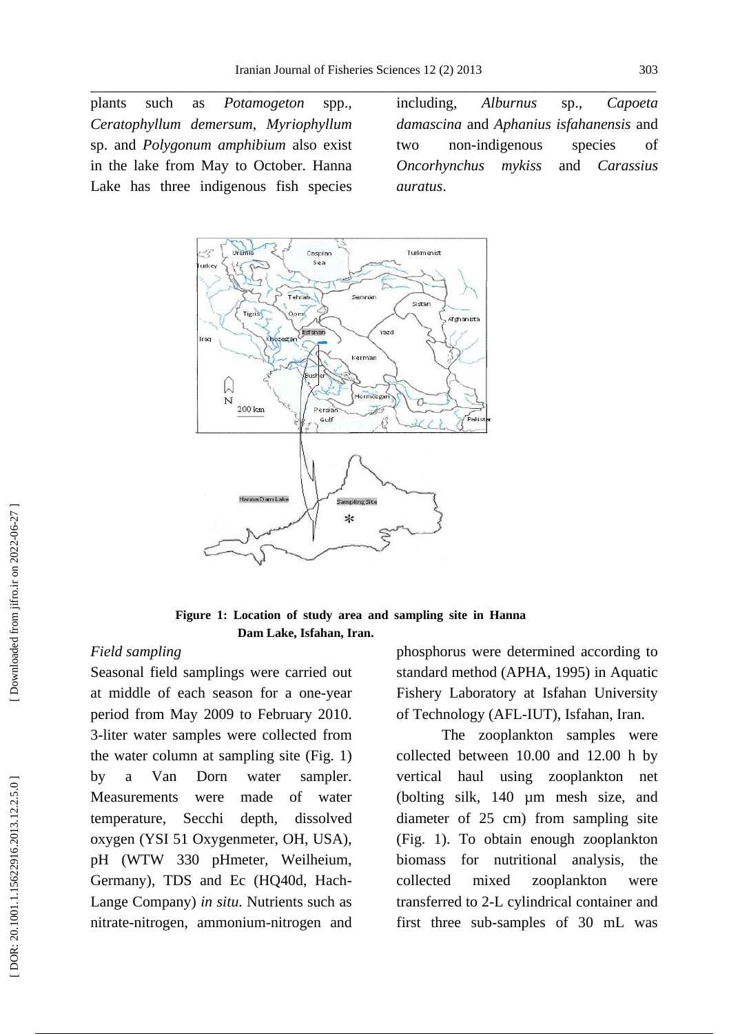plants such as *Potamogeton* spp., *Ceratophyllum demersum*, *Myriophyllum* sp. and *Polygonum amphibium* also exist in the lake from May to October. Hanna Lake has three indigenous fish species including, *Alburnus* sp., *Capoeta damascina* and *Aphanius isfahanensis* and two non-indigenous species of *Oncorhynchus mykiss* and *Carassius auratus*.

**Figure 1: Location of study area and sampling site in Hanna Dam Lake, Isfahan, Iran.**

*Field sampling*

Seasonal field samplings were carried out at middle of each season for a one-year period from May 2009 to February 2010. 3-liter water samples were collected from the water column at sampling site (Fig. 1) by a Van Dorn water sampler. Measurements were made of water temperature, Secchi depth, dissolved oxygen (YSI 51 Oxygenmeter, OH, USA), pH (WTW 330 pHmeter, Weilheium, Germany), TDS and Ec (HQ40d, Hach-Lange Company) *in situ*. Nutrients such as nitrate-nitrogen, ammonium-nitrogen and phosphorus were determined according to standard method (APHA, 1995) in Aquatic Fishery Laboratory at Isfahan University of Technology (AFL-IUT), Isfahan, Iran.

The zooplankton samples were collected between 10.00 and 12.00 h by vertical haul using zooplankton net (bolting silk, 140 μm mesh size, and diameter of 25 cm) from sampling site (Fig. 1). To obtain enough zooplankton biomass for nutritional analysis, the collected mixed zooplankton were transferred to 2-L cylindrical container and first three sub-samples of 30 mL was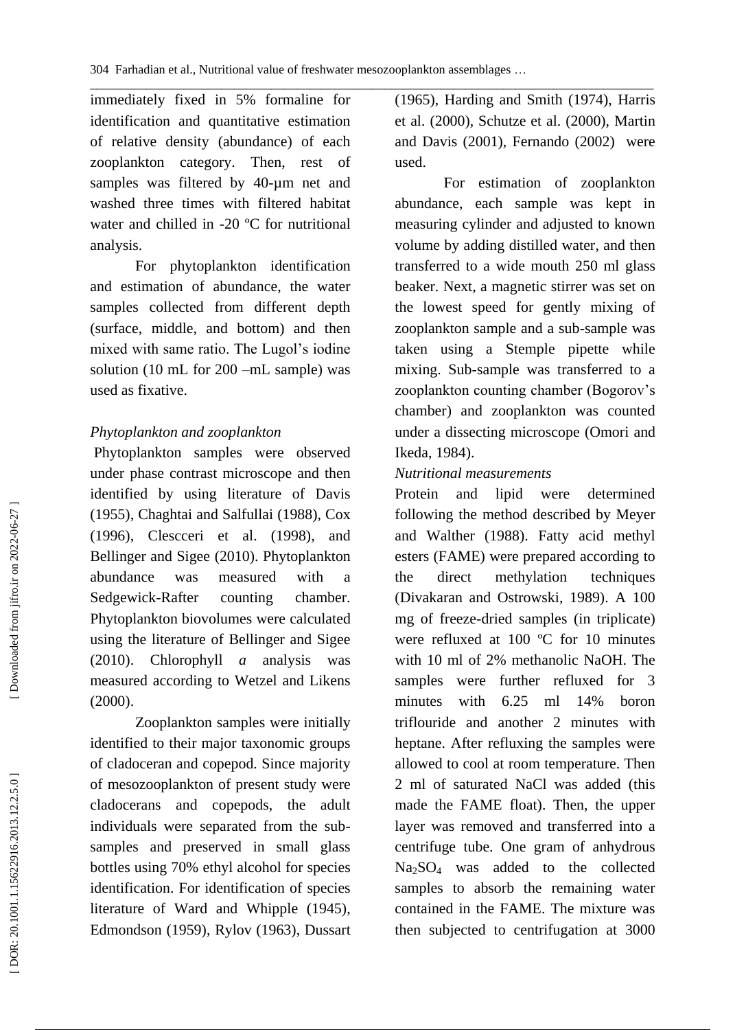immediately fixed in 5% formaline for identification and quantitative estimation of relative density (abundance) of each zooplankton category. Then, rest of samples was filtered by 40-µm net and washed three times with filtered habitat water and chilled in -20 ºC for nutritional analysis.

For phytoplankton identification and estimation of abundance, the water samples collected from different depth (surface, middle, and bottom) and then mixed with same ratio. The Lugol's iodine solution (10 mL for 200 –mL sample) was used as fixative.

*Phytoplankton and zooplankton*

Phytoplankton samples were observed under phase contrast microscope and then identified by using literature of Davis (1955), Chaghtai and Salfullai (1988), Cox (1996), Clescceri et al. (1998), and Bellinger and Sigee (2010). Phytoplankton abundance was measured with a Sedgewick-Rafter counting chamber. Phytoplankton biovolumes were calculated using the literature of Bellinger and Sigee (2010). Chlorophyll *a* analysis was measured according to Wetzel and Likens (2000).

Zooplankton samples were initially identified to their major taxonomic groups of cladoceran and copepod. Since majority of mesozooplankton of present study were cladocerans and copepods, the adult individuals were separated from the sub-samples and preserved in small glass bottles using 70% ethyl alcohol for species identification. For identification of species literature of Ward and Whipple (1945), Edmondson (1959), Rylov (1963), Dussart (1965), Harding and Smith (1974), Harris et al. (2000), Schutze et al. (2000), Martin and Davis (2001), Fernando (2002) were used.

For estimation of zooplankton abundance, each sample was kept in measuring cylinder and adjusted to known volume by adding distilled water, and then transferred to a wide mouth 250 ml glass beaker. Next, a magnetic stirrer was set on the lowest speed for gently mixing of zooplankton sample and a sub-sample was taken using a Stemple pipette while mixing. Sub-sample was transferred to a zooplankton counting chamber (Bogorov's chamber) and zooplankton was counted under a dissecting microscope (Omori and Ikeda, 1984).

*Nutritional measurements*

Protein and lipid were determined following the method described by Meyer and Walther (1988). Fatty acid methyl esters (FAME) were prepared according to the direct methylation techniques (Divakaran and Ostrowski, 1989). A 100 mg of freeze-dried samples (in triplicate) were refluxed at 100 ºC for 10 minutes with 10 ml of 2% methanolic NaOH. The samples were further refluxed for 3 minutes with 6.25 ml 14% boron triflouride and another 2 minutes with heptane. After refluxing the samples were allowed to cool at room temperature. Then 2 ml of saturated NaCl was added (this made the FAME float). Then, the upper layer was removed and transferred into a centrifuge tube. One gram of anhydrous $Na_2SO_4$ was added to the collected samples to absorb the remaining water contained in the FAME. The mixture was then subjected to centrifugation at 3000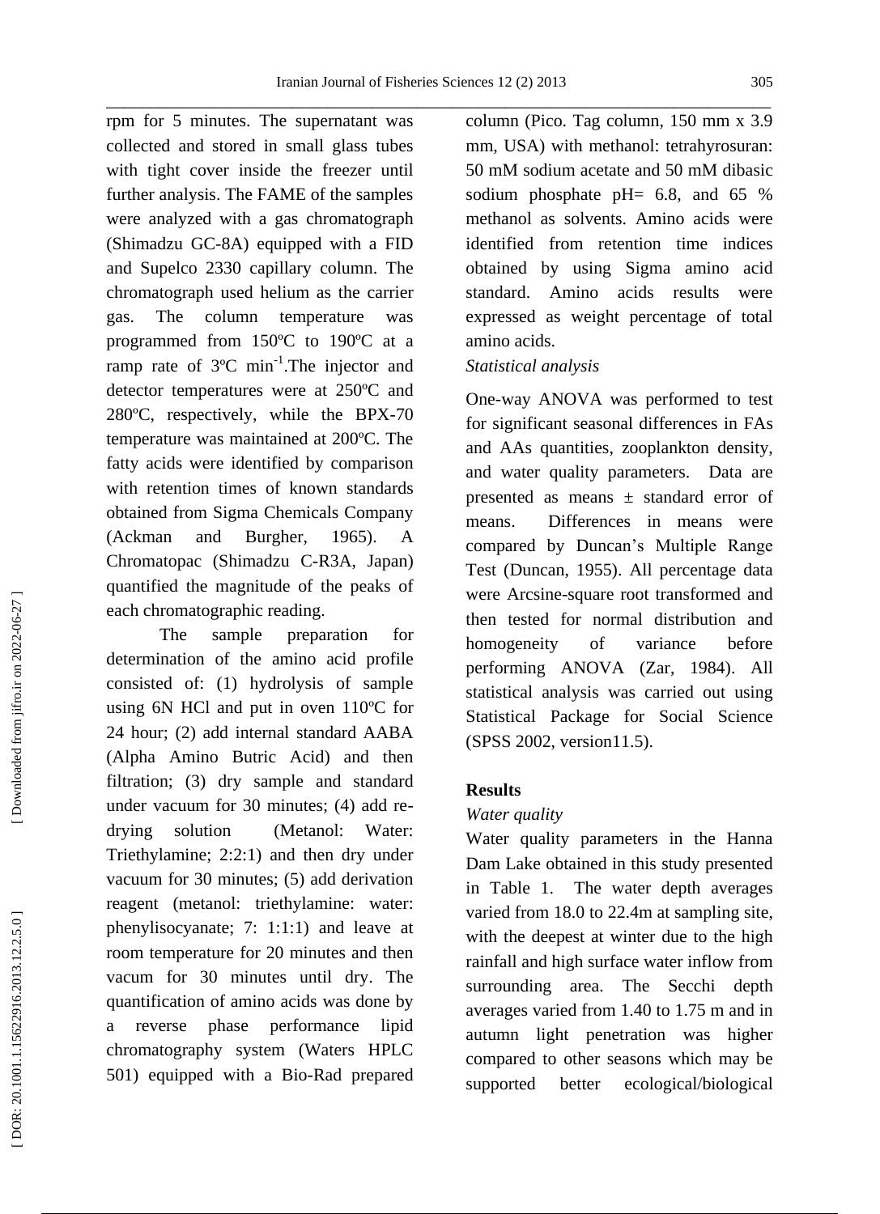rpm for 5 minutes. The supernatant was collected and stored in small glass tubes with tight cover inside the freezer until further analysis. The FAME of the samples were analyzed with a gas chromatograph (Shimadzu GC-8A) equipped with a FID and Supelco 2330 capillary column. The chromatograph used helium as the carrier gas. The column temperature was programmed from 150ºC to 190ºC at a ramp rate of 3ºC min$^{-1}$.The injector and detector temperatures were at 250ºC and 280ºC, respectively, while the BPX-70 temperature was maintained at 200ºC. The fatty acids were identified by comparison with retention times of known standards obtained from Sigma Chemicals Company (Ackman and Burgher, 1965). A Chromatopac (Shimadzu C-R3A, Japan) quantified the magnitude of the peaks of each chromatographic reading.

The sample preparation for determination of the amino acid profile consisted of: (1) hydrolysis of sample using 6N HCl and put in oven 110ºC for 24 hour; (2) add internal standard AABA (Alpha Amino Butric Acid) and then filtration; (3) dry sample and standard under vacuum for 30 minutes; (4) add re-drying solution (Metanol: Water: Triethylamine; 2:2:1) and then dry under vacuum for 30 minutes; (5) add derivation reagent (metanol: triethylamine: water: phenylisocyanate; 7: 1:1:1) and leave at room temperature for 20 minutes and then vacum for 30 minutes until dry. The quantification of amino acids was done by a reverse phase performance lipid chromatography system (Waters HPLC 501) equipped with a Bio-Rad prepared column (Pico. Tag column, 150 mm x 3.9 mm, USA) with methanol: tetrahyrosuran: 50 mM sodium acetate and 50 mM dibasic sodium phosphate pH= 6.8, and 65 % methanol as solvents. Amino acids were identified from retention time indices obtained by using Sigma amino acid standard. Amino acids results were expressed as weight percentage of total amino acids.

*Statistical analysis*

One-way ANOVA was performed to test for significant seasonal differences in FAs and AAs quantities, zooplankton density, and water quality parameters. Data are presented as means ± standard error of means. Differences in means were compared by Duncan's Multiple Range Test (Duncan, 1955). All percentage data were Arcsine-square root transformed and then tested for normal distribution and homogeneity of variance before performing ANOVA (Zar, 1984). All statistical analysis was carried out using Statistical Package for Social Science (SPSS 2002, version11.5).

## Results

*Water quality*

Water quality parameters in the Hanna Dam Lake obtained in this study presented in Table 1. The water depth averages varied from 18.0 to 22.4m at sampling site, with the deepest at winter due to the high rainfall and high surface water inflow from surrounding area. The Secchi depth averages varied from 1.40 to 1.75 m and in autumn light penetration was higher compared to other seasons which may be supported better ecological/biological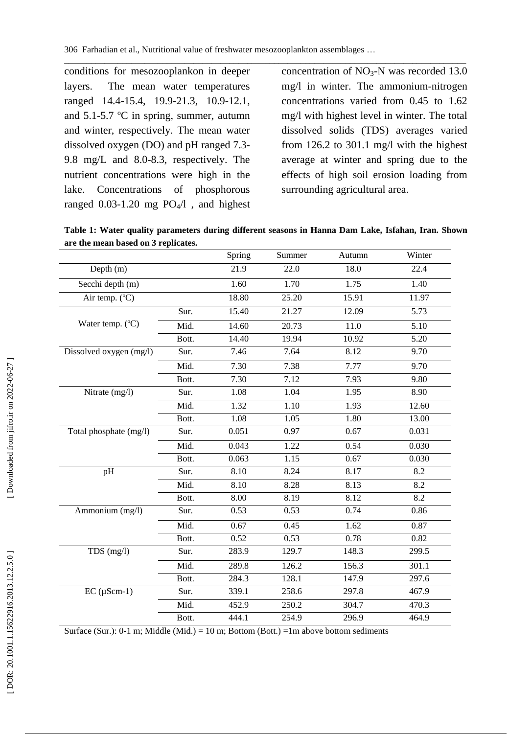conditions for mesozooplankon in deeper layers. The mean water temperatures ranged 14.4-15.4, 19.9-21.3, 10.9-12.1, and 5.1-5.7 ºC in spring, summer, autumn and winter, respectively. The mean water dissolved oxygen (DO) and pH ranged 7.3-9.8 mg/L and 8.0-8.3, respectively. The nutrient concentrations were high in the lake. Concentrations of phosphorous ranged 0.03-1.20 mg $PO_4$/l , and highest concentration of $NO_3$-N was recorded 13.0 mg/l in winter. The ammonium-nitrogen concentrations varied from 0.45 to 1.62 mg/l with highest level in winter. The total dissolved solids (TDS) averages varied from 126.2 to 301.1 mg/l with the highest average at winter and spring due to the effects of high soil erosion loading from surrounding agricultural area.

**Table 1: Water quality parameters during different seasons in Hanna Dam Lake, Isfahan, Iran. Shown are the mean based on 3 replicates.**

| | | Spring | Summer | Autumn | Winter |
|---|---|---|---|---|---|
| Depth (m) | | 21.9 | 22.0 | 18.0 | 22.4 |
| Secchi depth (m) | | 1.60 | 1.70 | 1.75 | 1.40 |
| Air temp. (ºC) | | 18.80 | 25.20 | 15.91 | 11.97 |
| Water temp. (ºC) | Sur. | 15.40 | 21.27 | 12.09 | 5.73 |
| | Mid. | 14.60 | 20.73 | 11.0 | 5.10 |
| | Bott. | 14.40 | 19.94 | 10.92 | 5.20 |
| Dissolved oxygen (mg/l) | Sur. | 7.46 | 7.64 | 8.12 | 9.70 |
| | Mid. | 7.30 | 7.38 | 7.77 | 9.70 |
| | Bott. | 7.30 | 7.12 | 7.93 | 9.80 |
| Nitrate (mg/l) | Sur. | 1.08 | 1.04 | 1.95 | 8.90 |
| | Mid. | 1.32 | 1.10 | 1.93 | 12.60 |
| | Bott. | 1.08 | 1.05 | 1.80 | 13.00 |
| Total phosphate (mg/l) | Sur. | 0.051 | 0.97 | 0.67 | 0.031 |
| | Mid. | 0.043 | 1.22 | 0.54 | 0.030 |
| | Bott. | 0.063 | 1.15 | 0.67 | 0.030 |
| pH | Sur. | 8.10 | 8.24 | 8.17 | 8.2 |
| | Mid. | 8.10 | 8.28 | 8.13 | 8.2 |
| | Bott. | 8.00 | 8.19 | 8.12 | 8.2 |
| Ammonium (mg/l) | Sur. | 0.53 | 0.53 | 0.74 | 0.86 |
| | Mid. | 0.67 | 0.45 | 1.62 | 0.87 |
| | Bott. | 0.52 | 0.53 | 0.78 | 0.82 |
| TDS (mg/l) | Sur. | 283.9 | 129.7 | 148.3 | 299.5 |
| | Mid. | 289.8 | 126.2 | 156.3 | 301.1 |
| | Bott. | 284.3 | 128.1 | 147.9 | 297.6 |
| EC (µScm-1) | Sur. | 339.1 | 258.6 | 297.8 | 467.9 |
| | Mid. | 452.9 | 250.2 | 304.7 | 470.3 |
| | Bott. | 444.1 | 254.9 | 296.9 | 464.9 |

Surface (Sur.): 0-1 m; Middle (Mid.) = 10 m; Bottom (Bott.) =1m above bottom sediments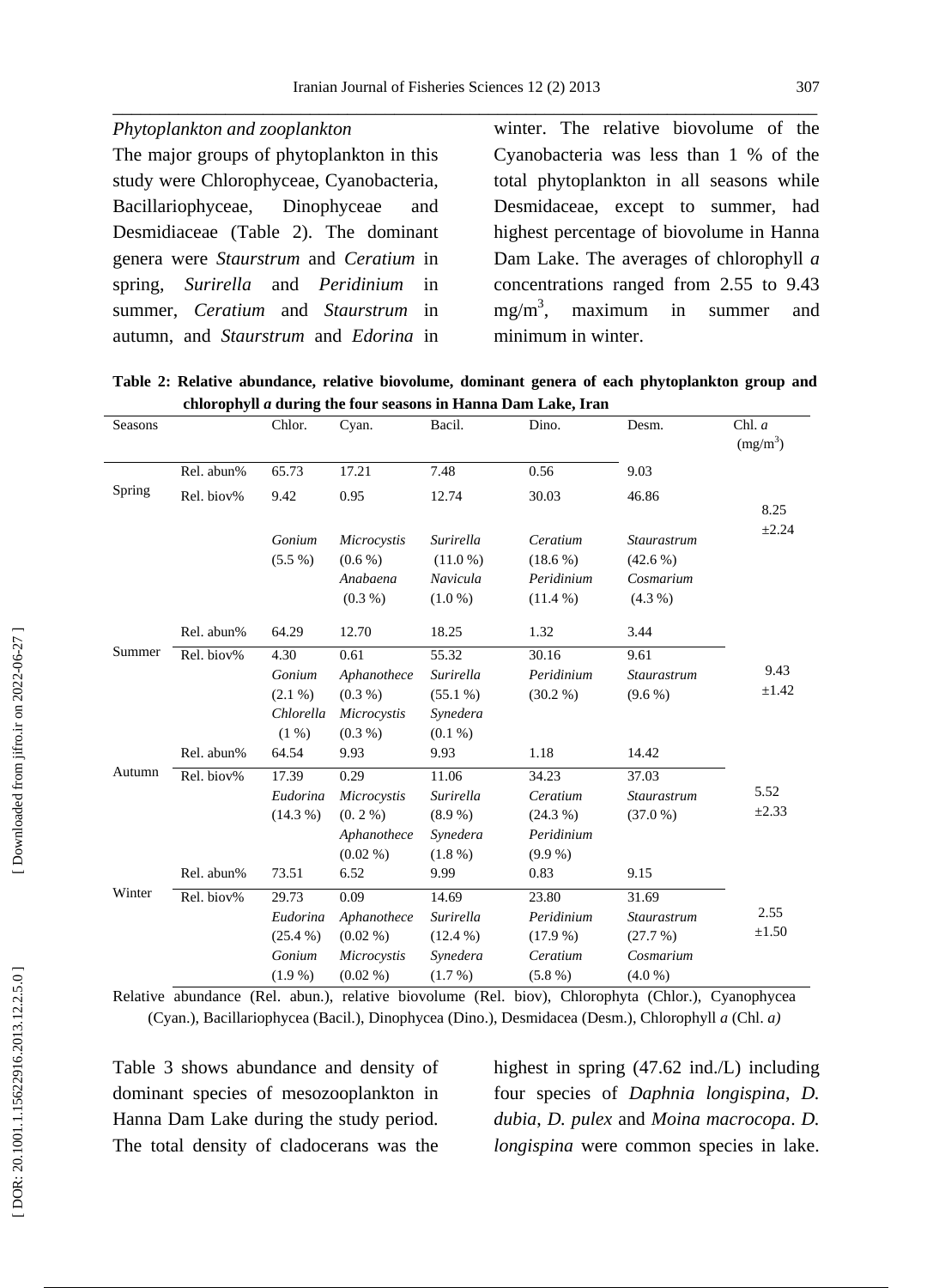*Phytoplankton and zooplankton*

The major groups of phytoplankton in this study were Chlorophyceae, Cyanobacteria, Bacillariophyceae, Dinophyceae and Desmidiaceae (Table 2). The dominant genera were *Staurstrum* and *Ceratium* in spring, *Surirella* and *Peridinium* in summer, *Ceratium* and *Staurstrum* in autumn, and *Staurstrum* and *Edorina* in winter. The relative biovolume of the Cyanobacteria was less than 1 % of the total phytoplankton in all seasons while Desmidaceae, except to summer, had highest percentage of biovolume in Hanna Dam Lake. The averages of chlorophyll *a* concentrations ranged from 2.55 to 9.43 $mg/m^3$, maximum in summer and minimum in winter.

**Table 2: Relative abundance, relative biovolume, dominant genera of each phytoplankton group and chlorophyll *a* during the four seasons in Hanna Dam Lake, Iran**

| Seasons | | Chlor. | Cyan. | Bacil. | Dino. | Desm. | Chl. *a* ($mg/m^3$) |
|---|---|---|---|---|---|---|---|
| Spring | Rel. abun% | 65.73 | 17.21 | 7.48 | 0.56 | 9.03 | 8.25 ±2.24 |
| | Rel. biov% | 9.42 | 0.95 | 12.74 | 30.03 | 46.86 | |
| | | *Gonium* (5.5 %) | *Microcystis* (0.6 %) *Anabaena* (0.3 %) | *Surirella* (11.0 %) *Navicula* (1.0 %) | *Ceratium* (18.6 %) *Peridinium* (11.4 %) | *Staurastrum* (42.6 %) *Cosmarium* (4.3 %) | |
| Summer | Rel. abun% | 64.29 | 12.70 | 18.25 | 1.32 | 3.44 | 9.43 ±1.42 |
| | Rel. biov% | 4.30 | 0.61 | 55.32 | 30.16 | 9.61 | |
| | | *Gonium* (2.1 %) *Chlorella* (1 %) | *Aphanothece* (0.3 %) *Microcystis* (0.3 %) | *Surirella* (55.1 %) *Synedera* (0.1 %) | *Peridinium* (30.2 %) | *Staurastrum* (9.6 %) | |
| Autumn | Rel. abun% | 64.54 | 9.93 | 9.93 | 1.18 | 14.42 | 5.52 ±2.33 |
| | Rel. biov% | 17.39 | 0.29 | 11.06 | 34.23 | 37.03 | |
| | | *Eudorina* (14.3 %) | *Microcystis* (0. 2 %) *Aphanothece* (0.02 %) | *Surirella* (8.9 %) *Synedera* (1.8 %) | *Ceratium* (24.3 %) *Peridinium* (9.9 %) | *Staurastrum* (37.0 %) | |
| Winter | Rel. abun% | 73.51 | 6.52 | 9.99 | 0.83 | 9.15 | 2.55 ±1.50 |
| | Rel. biov% | 29.73 | 0.09 | 14.69 | 23.80 | 31.69 | |
| | | *Eudorina* (25.4 %) *Gonium* (1.9 %) | *Aphanothece* (0.02 %) *Microcystis* (0.02 %) | *Surirella* (12.4 %) *Synedera* (1.7 %) | *Peridinium* (17.9 %) *Ceratium* (5.8 %) | *Staurastrum* (27.7 %) *Cosmarium* (4.0 %) | |

Relative abundance (Rel. abun.), relative biovolume (Rel. biov), Chlorophyta (Chlor.), Cyanophycea (Cyan.), Bacillariophycea (Bacil.), Dinophycea (Dino.), Desmidacea (Desm.), Chlorophyll *a* (Chl. *a)*

Table 3 shows abundance and density of dominant species of mesozooplankton in Hanna Dam Lake during the study period. The total density of cladocerans was the highest in spring (47.62 ind./L) including four species of *Daphnia longispina*, *D. dubia*, *D. pulex* and *Moina macrocopa*. *D. longispina* were common species in lake.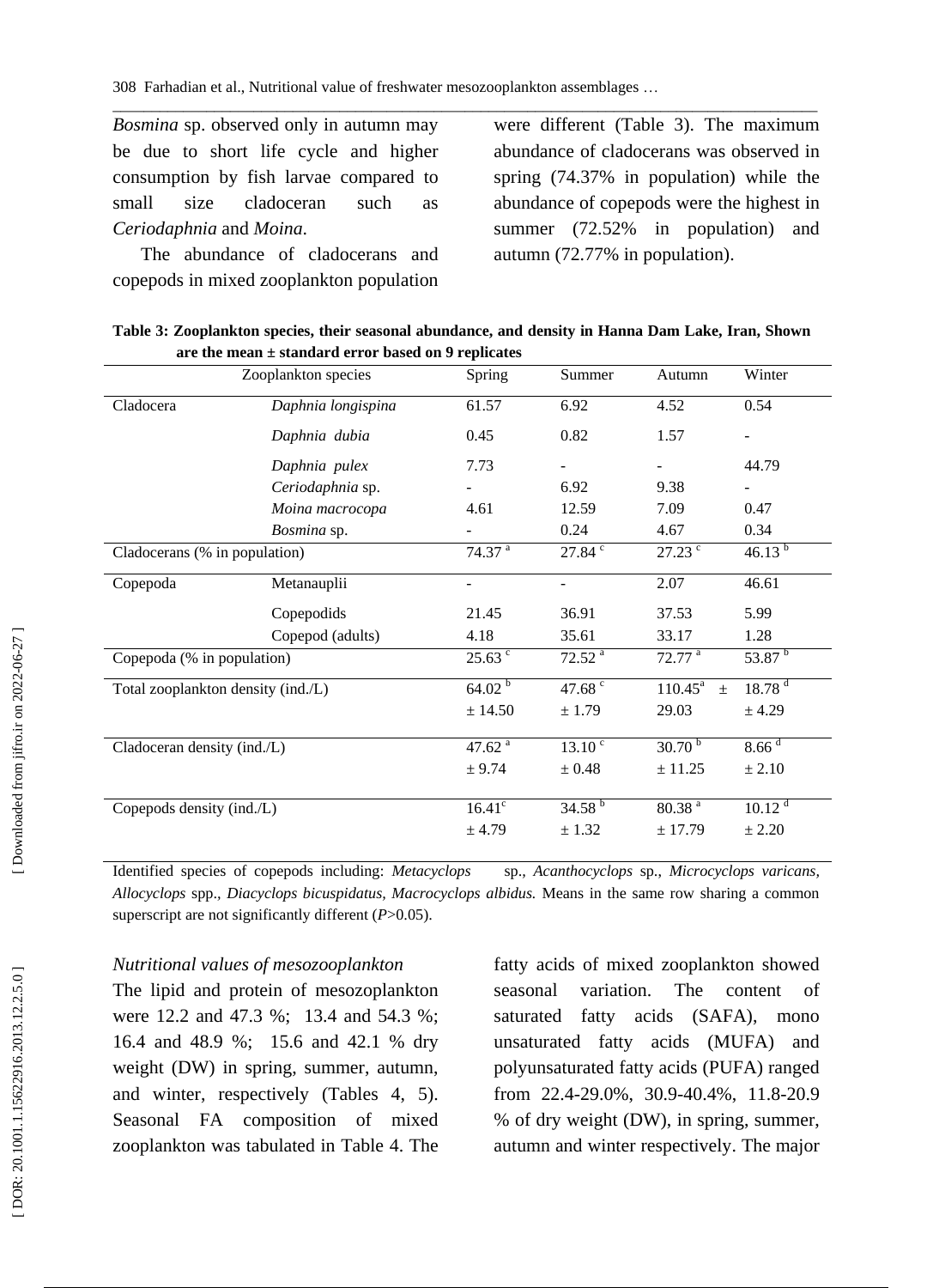*Bosmina* sp. observed only in autumn may be due to short life cycle and higher consumption by fish larvae compared to small size cladoceran such as *Ceriodaphnia* and *Moina*.

The abundance of cladocerans and copepods in mixed zooplankton population were different (Table 3). The maximum abundance of cladocerans was observed in spring (74.37% in population) while the abundance of copepods were the highest in summer (72.52% in population) and autumn (72.77% in population).

**Table 3: Zooplankton species, their seasonal abundance, and density in Hanna Dam Lake, Iran, Shown are the mean ± standard error based on 9 replicates**

| Zooplankton species | | Spring | Summer | Autumn | Winter |
|---|---|---|---|---|---|
| Cladocera | *Daphnia longispina* | 61.57 | 6.92 | 4.52 | 0.54 |
| | *Daphnia dubia* | 0.45 | 0.82 | 1.57 | - |
| | *Daphnia pulex* | 7.73 | - | - | 44.79 |
| | *Ceriodaphnia* sp. | - | 6.92 | 9.38 | - |
| | *Moina macrocopa* | 4.61 | 12.59 | 7.09 | 0.47 |
| | *Bosmina* sp. | - | 0.24 | 4.67 | 0.34 |
| Cladocerans (% in population) | | 74.37 [a] | 27.84 [c] | 27.23 [c] | 46.13 [b] |
| Copepoda | Metanauplii | - | - | 2.07 | 46.61 |
| | Copepodids | 21.45 | 36.91 | 37.53 | 5.99 |
| | Copepod (adults) | 4.18 | 35.61 | 33.17 | 1.28 |
| Copepoda (% in population) | | 25.63 [c] | 72.52 [a] | 72.77 [a] | 53.87 [b] |
| Total zooplankton density (ind./L) | | 64.02 [b] ± 14.50 | 47.68 [c] ± 1.79 | 110.45[a] ± 29.03 | 18.78 [d] ± 4.29 |
| Cladoceran density (ind./L) | | 47.62 [a] ± 9.74 | 13.10 [c] ± 0.48 | 30.70 [b] ± 11.25 | 8.66 [d] ± 2.10 |
| Copepods density (ind./L) | | 16.41[c] ± 4.79 | 34.58 [b] ± 1.32 | 80.38 [a] ± 17.79 | 10.12 [d] ± 2.20 |

Identified species of copepods including: *Metacyclops* sp., *Acanthocyclops* sp., *Microcyclops varicans, Allocyclops* spp., *Diacyclops bicuspidatus, Macrocyclops albidus.* Means in the same row sharing a common superscript are not significantly different ($P$>0.05).

*Nutritional values of mesozooplankton*

The lipid and protein of mesozoplankton were 12.2 and 47.3 %; 13.4 and 54.3 %; 16.4 and 48.9 %; 15.6 and 42.1 % dry weight (DW) in spring, summer, autumn, and winter, respectively (Tables 4, 5). Seasonal FA composition of mixed zooplankton was tabulated in Table 4. The fatty acids of mixed zooplankton showed seasonal variation. The content of saturated fatty acids (SAFA), mono unsaturated fatty acids (MUFA) and polyunsaturated fatty acids (PUFA) ranged from 22.4-29.0%, 30.9-40.4%, 11.8-20.9 % of dry weight (DW), in spring, summer, autumn and winter respectively. The major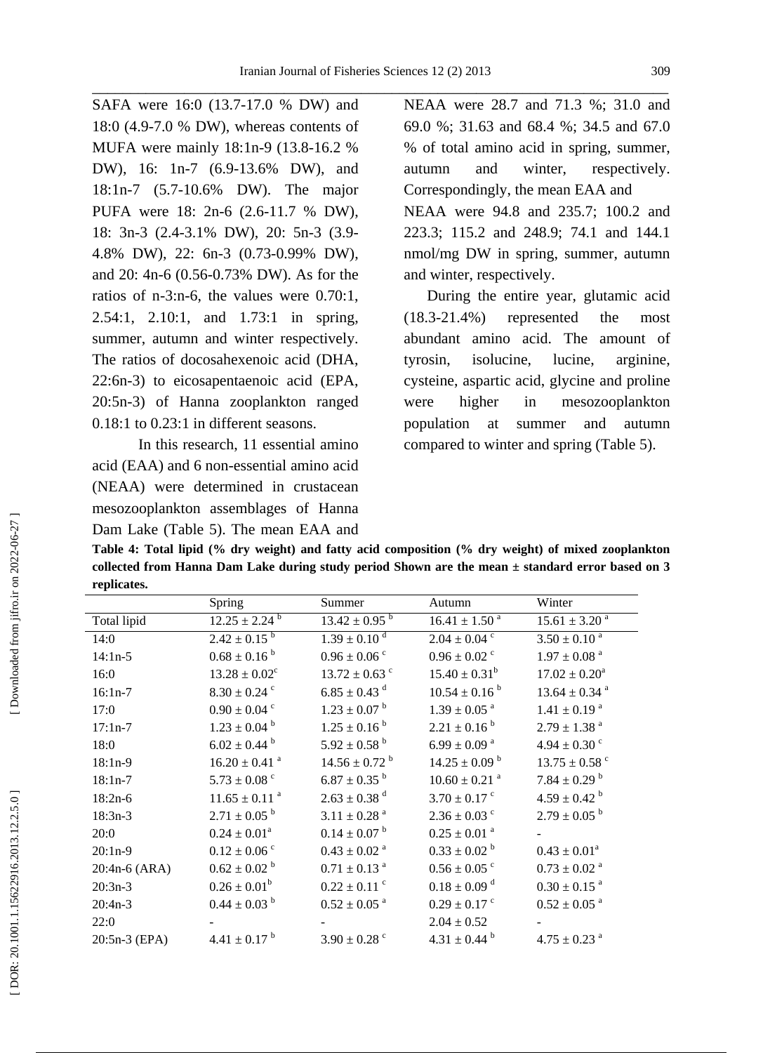SAFA were 16:0 (13.7-17.0 % DW) and 18:0 (4.9-7.0 % DW), whereas contents of MUFA were mainly 18:1n-9 (13.8-16.2 % DW), 16: 1n-7 (6.9-13.6% DW), and 18:1n-7 (5.7-10.6% DW). The major PUFA were 18: 2n-6 (2.6-11.7 % DW), 18: 3n-3 (2.4-3.1% DW), 20: 5n-3 (3.9-4.8% DW), 22: 6n-3 (0.73-0.99% DW), and 20: 4n-6 (0.56-0.73% DW). As for the ratios of n-3:n-6, the values were 0.70:1, 2.54:1, 2.10:1, and 1.73:1 in spring, summer, autumn and winter respectively. The ratios of docosahexenoic acid (DHA, 22:6n-3) to eicosapentaenoic acid (EPA, 20:5n-3) of Hanna zooplankton ranged 0.18:1 to 0.23:1 in different seasons.

In this research, 11 essential amino acid (EAA) and 6 non-essential amino acid (NEAA) were determined in crustacean mesozooplankton assemblages of Hanna Dam Lake (Table 5). The mean EAA and NEAA were 28.7 and 71.3 %; 31.0 and 69.0 %; 31.63 and 68.4 %; 34.5 and 67.0 % of total amino acid in spring, summer, autumn and winter, respectively. Correspondingly, the mean EAA and NEAA were 94.8 and 235.7; 100.2 and 223.3; 115.2 and 248.9; 74.1 and 144.1 nmol/mg DW in spring, summer, autumn and winter, respectively.

During the entire year, glutamic acid (18.3-21.4%) represented the most abundant amino acid. The amount of tyrosin, isolucine, lucine, arginine, cysteine, aspartic acid, glycine and proline were higher in mesozooplankton population at summer and autumn compared to winter and spring (Table 5).

**Table 4: Total lipid (% dry weight) and fatty acid composition (% dry weight) of mixed zooplankton collected from Hanna Dam Lake during study period Shown are the mean ± standard error based on 3 replicates.**

| | Spring | Summer | Autumn | Winter |
|---|---|---|---|---|
| Total lipid | 12.25 ± 2.24 [b] | 13.42 ± 0.95 [b] | 16.41 ± 1.50 [a] | 15.61 ± 3.20 [a] |
| 14:0 | 2.42 ± 0.15 [b] | 1.39 ± 0.10 [d] | 2.04 ± 0.04 [c] | 3.50 ± 0.10 [a] |
| 14:1n-5 | 0.68 ± 0.16 [b] | 0.96 ± 0.06 [c] | 0.96 ± 0.02 [c] | 1.97 ± 0.08 [a] |
| 16:0 | 13.28 ± 0.02[c] | 13.72 ± 0.63 [c] | 15.40 ± 0.31[b] | 17.02 ± 0.20[a] |
| 16:1n-7 | 8.30 ± 0.24 [c] | 6.85 ± 0.43 [d] | 10.54 ± 0.16 [b] | 13.64 ± 0.34 [a] |
| 17:0 | 0.90 ± 0.04 [c] | 1.23 ± 0.07 [b] | 1.39 ± 0.05 [a] | 1.41 ± 0.19 [a] |
| 17:1n-7 | 1.23 ± 0.04 [b] | 1.25 ± 0.16 [b] | 2.21 ± 0.16 [b] | 2.79 ± 1.38 [a] |
| 18:0 | 6.02 ± 0.44 [b] | 5.92 ± 0.58 [b] | 6.99 ± 0.09 [a] | 4.94 ± 0.30 [c] |
| 18:1n-9 | 16.20 ± 0.41 [a] | 14.56 ± 0.72 [b] | 14.25 ± 0.09 [b] | 13.75 ± 0.58 [c] |
| 18:1n-7 | 5.73 ± 0.08 [c] | 6.87 ± 0.35 [b] | 10.60 ± 0.21 [a] | 7.84 ± 0.29 [b] |
| 18:2n-6 | 11.65 ± 0.11 [a] | 2.63 ± 0.38 [d] | 3.70 ± 0.17 [c] | 4.59 ± 0.42 [b] |
| 18:3n-3 | 2.71 ± 0.05 [b] | 3.11 ± 0.28 [a] | 2.36 ± 0.03 [c] | 2.79 ± 0.05 [b] |
| 20:0 | 0.24 ± 0.01[a] | 0.14 ± 0.07 [b] | 0.25 ± 0.01 [a] | - |
| 20:1n-9 | 0.12 ± 0.06 [c] | 0.43 ± 0.02 [a] | 0.33 ± 0.02 [b] | 0.43 ± 0.01[a] |
| 20:4n-6 (ARA) | 0.62 ± 0.02 [b] | 0.71 ± 0.13 [a] | 0.56 ± 0.05 [c] | 0.73 ± 0.02 [a] |
| 20:3n-3 | 0.26 ± 0.01[b] | 0.22 ± 0.11 [c] | 0.18 ± 0.09 [d] | 0.30 ± 0.15 [a] |
| 20:4n-3 | 0.44 ± 0.03 [b] | 0.52 ± 0.05 [a] | 0.29 ± 0.17 [c] | 0.52 ± 0.05 [a] |
| 22:0 | - | - | 2.04 ± 0.52 | - |
| 20:5n-3 (EPA) | 4.41 ± 0.17 [b] | 3.90 ± 0.28 [c] | 4.31 ± 0.44 [b] | 4.75 ± 0.23 [a] |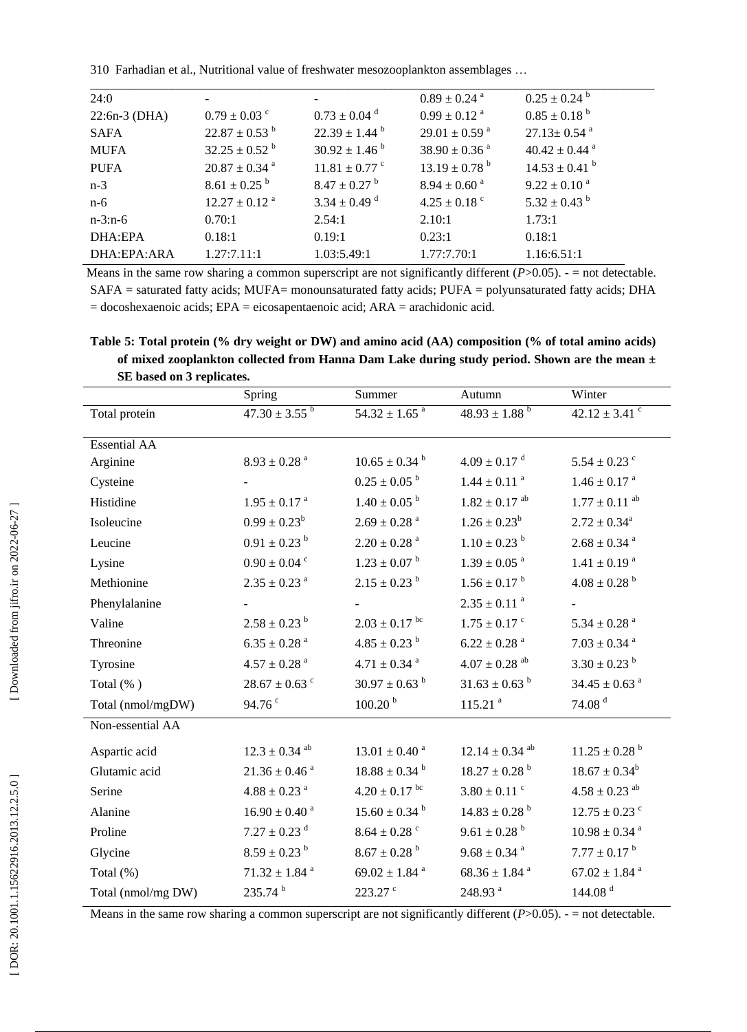| | | | | |
|---|---|---|---|---|
| 24:0 | - | - | $0.89 \pm 0.24^{a}$ | $0.25 \pm 0.24^{b}$ |
| 22:6n-3 (DHA) | $0.79 \pm 0.03^{c}$ | $0.73 \pm 0.04^{d}$ | $0.99 \pm 0.12^{a}$ | $0.85 \pm 0.18^{b}$ |
| SAFA | $22.87 \pm 0.53^{b}$ | $22.39 \pm 1.44^{b}$ | $29.01 \pm 0.59^{a}$ | $27.13 \pm 0.54^{a}$ |
| MUFA | $32.25 \pm 0.52^{b}$ | $30.92 \pm 1.46^{b}$ | $38.90 \pm 0.36^{a}$ | $40.42 \pm 0.44^{a}$ |
| PUFA | $20.87 \pm 0.34^{a}$ | $11.81 \pm 0.77^{c}$ | $13.19 \pm 0.78^{b}$ | $14.53 \pm 0.41^{b}$ |
| n-3 | $8.61 \pm 0.25^{b}$ | $8.47 \pm 0.27^{b}$ | $8.94 \pm 0.60^{a}$ | $9.22 \pm 0.10^{a}$ |
| n-6 | $12.27 \pm 0.12^{a}$ | $3.34 \pm 0.49^{d}$ | $4.25 \pm 0.18^{c}$ | $5.32 \pm 0.43^{b}$ |
| n-3:n-6 | 0.70:1 | 2.54:1 | 2.10:1 | 1.73:1 |
| DHA:EPA | 0.18:1 | 0.19:1 | 0.23:1 | 0.18:1 |
| DHA:EPA:ARA | 1.27:7.11:1 | 1.03:5.49:1 | 1.77:7.70:1 | 1.16:6.51:1 |

Means in the same row sharing a common superscript are not significantly different ($P$>0.05). - = not detectable. SAFA = saturated fatty acids; MUFA= monounsaturated fatty acids; PUFA = polyunsaturated fatty acids; DHA = docoshexaenoic acids; EPA = eicosapentaenoic acid; ARA = arachidonic acid.

**Table 5: Total protein (% dry weight or DW) and amino acid (AA) composition (% of total amino acids) of mixed zooplankton collected from Hanna Dam Lake during study period. Shown are the mean ± SE based on 3 replicates.**

| | Spring | Summer | Autumn | Winter |
|---|---|---|---|---|
| Total protein | $47.30 \pm 3.55^{b}$ | $54.32 \pm 1.65^{a}$ | $48.93 \pm 1.88^{b}$ | $42.12 \pm 3.41^{c}$ |
| Essential AA | | | | |
| Arginine | $8.93 \pm 0.28^{a}$ | $10.65 \pm 0.34^{b}$ | $4.09 \pm 0.17^{d}$ | $5.54 \pm 0.23^{c}$ |
| Cysteine | - | $0.25 \pm 0.05^{b}$ | $1.44 \pm 0.11^{a}$ | $1.46 \pm 0.17^{a}$ |
| Histidine | $1.95 \pm 0.17^{a}$ | $1.40 \pm 0.05^{b}$ | $1.82 \pm 0.17^{ab}$ | $1.77 \pm 0.11^{ab}$ |
| Isoleucine | $0.99 \pm 0.23^{b}$ | $2.69 \pm 0.28^{a}$ | $1.26 \pm 0.23^{b}$ | $2.72 \pm 0.34^{a}$ |
| Leucine | $0.91 \pm 0.23^{b}$ | $2.20 \pm 0.28^{a}$ | $1.10 \pm 0.23^{b}$ | $2.68 \pm 0.34^{a}$ |
| Lysine | $0.90 \pm 0.04^{c}$ | $1.23 \pm 0.07^{b}$ | $1.39 \pm 0.05^{a}$ | $1.41 \pm 0.19^{a}$ |
| Methionine | $2.35 \pm 0.23^{a}$ | $2.15 \pm 0.23^{b}$ | $1.56 \pm 0.17^{b}$ | $4.08 \pm 0.28^{b}$ |
| Phenylalanine | - | - | $2.35 \pm 0.11^{a}$ | - |
| Valine | $2.58 \pm 0.23^{b}$ | $2.03 \pm 0.17^{bc}$ | $1.75 \pm 0.17^{c}$ | $5.34 \pm 0.28^{a}$ |
| Threonine | $6.35 \pm 0.28^{a}$ | $4.85 \pm 0.23^{b}$ | $6.22 \pm 0.28^{a}$ | $7.03 \pm 0.34^{a}$ |
| Tyrosine | $4.57 \pm 0.28^{a}$ | $4.71 \pm 0.34^{a}$ | $4.07 \pm 0.28^{ab}$ | $3.30 \pm 0.23^{b}$ |
| Total (%) | $28.67 \pm 0.63^{c}$ | $30.97 \pm 0.63^{b}$ | $31.63 \pm 0.63^{b}$ | $34.45 \pm 0.63^{a}$ |
| Total (nmol/mgDW) | $94.76^{c}$ | $100.20^{b}$ | $115.21^{a}$ | $74.08^{d}$ |
| Non-essential AA | | | | |
| Aspartic acid | $12.3 \pm 0.34^{ab}$ | $13.01 \pm 0.40^{a}$ | $12.14 \pm 0.34^{ab}$ | $11.25 \pm 0.28^{b}$ |
| Glutamic acid | $21.36 \pm 0.46^{a}$ | $18.88 \pm 0.34^{b}$ | $18.27 \pm 0.28^{b}$ | $18.67 \pm 0.34^{b}$ |
| Serine | $4.88 \pm 0.23^{a}$ | $4.20 \pm 0.17^{bc}$ | $3.80 \pm 0.11^{c}$ | $4.58 \pm 0.23^{ab}$ |
| Alanine | $16.90 \pm 0.40^{a}$ | $15.60 \pm 0.34^{b}$ | $14.83 \pm 0.28^{b}$ | $12.75 \pm 0.23^{c}$ |
| Proline | $7.27 \pm 0.23^{d}$ | $8.64 \pm 0.28^{c}$ | $9.61 \pm 0.28^{b}$ | $10.98 \pm 0.34^{a}$ |
| Glycine | $8.59 \pm 0.23^{b}$ | $8.67 \pm 0.28^{b}$ | $9.68 \pm 0.34^{a}$ | $7.77 \pm 0.17^{b}$ |
| Total (%) | $71.32 \pm 1.84^{a}$ | $69.02 \pm 1.84^{a}$ | $68.36 \pm 1.84^{a}$ | $67.02 \pm 1.84^{a}$ |
| Total (nmol/mg DW) | $235.74^{b}$ | $223.27^{c}$ | $248.93^{a}$ | $144.08^{d}$ |

Means in the same row sharing a common superscript are not significantly different ($P$>0.05). - = not detectable.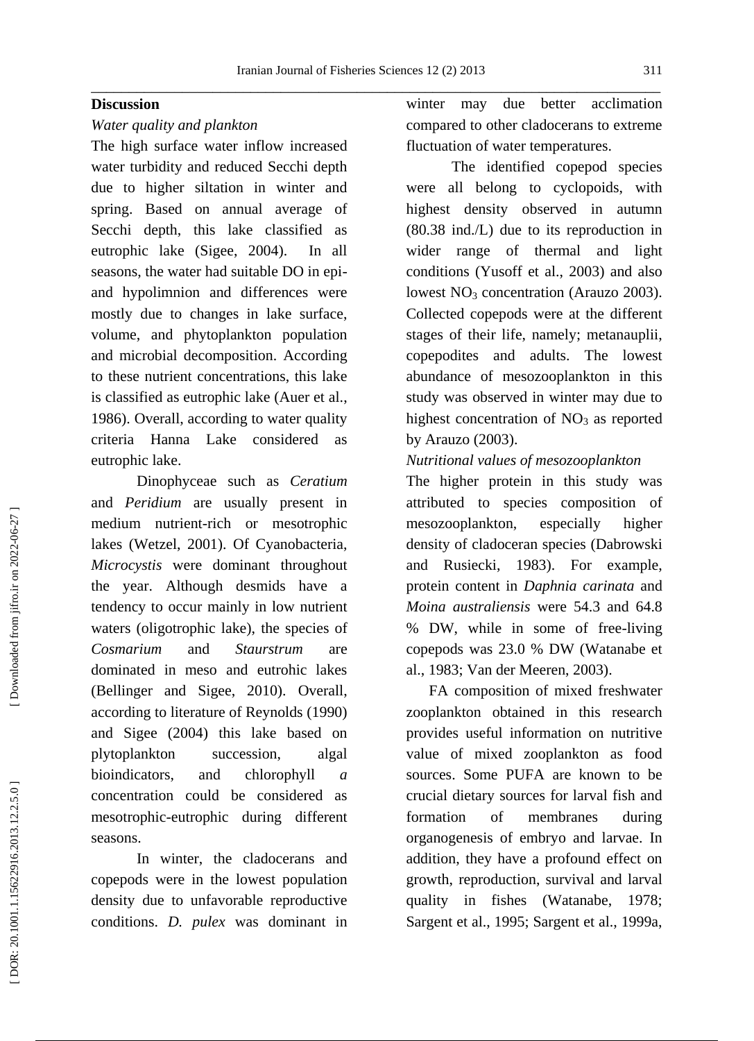## Discussion

*Water quality and plankton*

The high surface water inflow increased water turbidity and reduced Secchi depth due to higher siltation in winter and spring. Based on annual average of Secchi depth, this lake classified as eutrophic lake (Sigee, 2004). In all seasons, the water had suitable DO in epi- and hypolimnion and differences were mostly due to changes in lake surface, volume, and phytoplankton population and microbial decomposition. According to these nutrient concentrations, this lake is classified as eutrophic lake (Auer et al., 1986). Overall, according to water quality criteria Hanna Lake considered as eutrophic lake.

Dinophyceae such as *Ceratium* and *Peridium* are usually present in medium nutrient-rich or mesotrophic lakes (Wetzel, 2001). Of Cyanobacteria, *Microcystis* were dominant throughout the year. Although desmids have a tendency to occur mainly in low nutrient waters (oligotrophic lake), the species of *Cosmarium* and *Staurstrum* are dominated in meso and eutrohic lakes (Bellinger and Sigee, 2010). Overall, according to literature of Reynolds (1990) and Sigee (2004) this lake based on plytoplankton succession, algal bioindicators, and chlorophyll *a* concentration could be considered as mesotrophic-eutrophic during different seasons.

In winter, the cladocerans and copepods were in the lowest population density due to unfavorable reproductive conditions. *D. pulex* was dominant in winter may due better acclimation compared to other cladocerans to extreme fluctuation of water temperatures.

The identified copepod species were all belong to cyclopoids, with highest density observed in autumn (80.38 ind./L) due to its reproduction in wider range of thermal and light conditions (Yusoff et al., 2003) and also lowest $NO_3$ concentration (Arauzo 2003). Collected copepods were at the different stages of their life, namely; metanauplii, copepodites and adults. The lowest abundance of mesozooplankton in this study was observed in winter may due to highest concentration of $NO_3$ as reported by Arauzo (2003).

*Nutritional values of mesozooplankton*

The higher protein in this study was attributed to species composition of mesozooplankton, especially higher density of cladoceran species (Dabrowski and Rusiecki, 1983). For example, protein content in *Daphnia carinata* and *Moina australiensis* were 54.3 and 64.8 % DW, while in some of free-living copepods was 23.0 % DW (Watanabe et al., 1983; Van der Meeren, 2003).

FA composition of mixed freshwater zooplankton obtained in this research provides useful information on nutritive value of mixed zooplankton as food sources. Some PUFA are known to be crucial dietary sources for larval fish and formation of membranes during organogenesis of embryo and larvae. In addition, they have a profound effect on growth, reproduction, survival and larval quality in fishes (Watanabe, 1978; Sargent et al., 1995; Sargent et al., 1999a,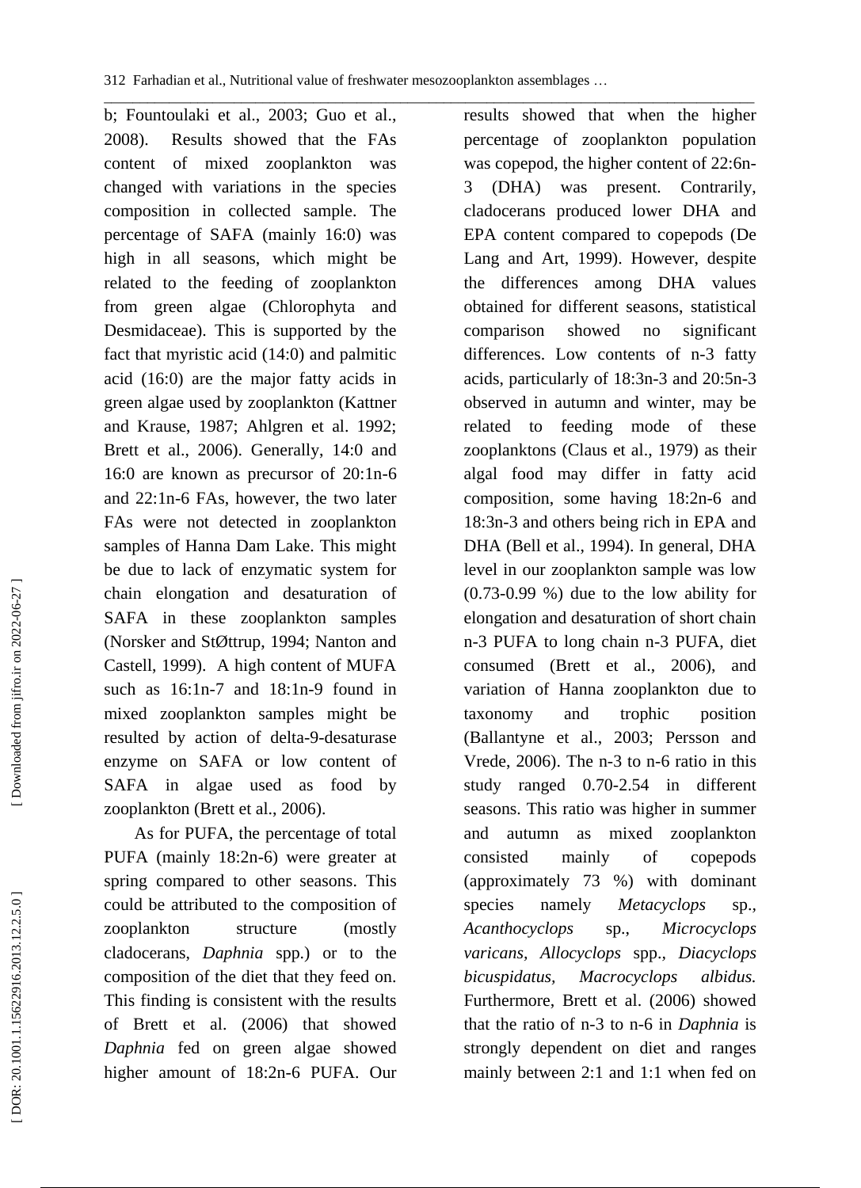b; Fountoulaki et al., 2003; Guo et al., 2008). Results showed that the FAs content of mixed zooplankton was changed with variations in the species composition in collected sample. The percentage of SAFA (mainly 16:0) was high in all seasons, which might be related to the feeding of zooplankton from green algae (Chlorophyta and Desmidaceae). This is supported by the fact that myristic acid (14:0) and palmitic acid (16:0) are the major fatty acids in green algae used by zooplankton (Kattner and Krause, 1987; Ahlgren et al. 1992; Brett et al., 2006). Generally, 14:0 and 16:0 are known as precursor of 20:1n-6 and 22:1n-6 FAs, however, the two later FAs were not detected in zooplankton samples of Hanna Dam Lake. This might be due to lack of enzymatic system for chain elongation and desaturation of SAFA in these zooplankton samples (Norsker and StØttrup, 1994; Nanton and Castell, 1999). A high content of MUFA such as 16:1n-7 and 18:1n-9 found in mixed zooplankton samples might be resulted by action of delta-9-desaturase enzyme on SAFA or low content of SAFA in algae used as food by zooplankton (Brett et al., 2006).

As for PUFA, the percentage of total PUFA (mainly 18:2n-6) were greater at spring compared to other seasons. This could be attributed to the composition of zooplankton structure (mostly cladocerans, *Daphnia* spp.) or to the composition of the diet that they feed on. This finding is consistent with the results of Brett et al. (2006) that showed *Daphnia* fed on green algae showed higher amount of 18:2n-6 PUFA. Our results showed that when the higher percentage of zooplankton population was copepod, the higher content of 22:6n-3 (DHA) was present. Contrarily, cladocerans produced lower DHA and EPA content compared to copepods (De Lang and Art, 1999). However, despite the differences among DHA values obtained for different seasons, statistical comparison showed no significant differences. Low contents of n-3 fatty acids, particularly of 18:3n-3 and 20:5n-3 observed in autumn and winter, may be related to feeding mode of these zooplanktons (Claus et al., 1979) as their algal food may differ in fatty acid composition, some having 18:2n-6 and 18:3n-3 and others being rich in EPA and DHA (Bell et al., 1994). In general, DHA level in our zooplankton sample was low (0.73-0.99 %) due to the low ability for elongation and desaturation of short chain n-3 PUFA to long chain n-3 PUFA, diet consumed (Brett et al., 2006), and variation of Hanna zooplankton due to taxonomy and trophic position (Ballantyne et al., 2003; Persson and Vrede, 2006). The n-3 to n-6 ratio in this study ranged 0.70-2.54 in different seasons. This ratio was higher in summer and autumn as mixed zooplankton consisted mainly of copepods (approximately 73 %) with dominant species namely *Metacyclops* sp., *Acanthocyclops* sp., *Microcyclops varicans*, *Allocyclops* spp., *Diacyclops bicuspidatus*, *Macrocyclops albidus.* Furthermore, Brett et al. (2006) showed that the ratio of n-3 to n-6 in *Daphnia* is strongly dependent on diet and ranges mainly between 2:1 and 1:1 when fed on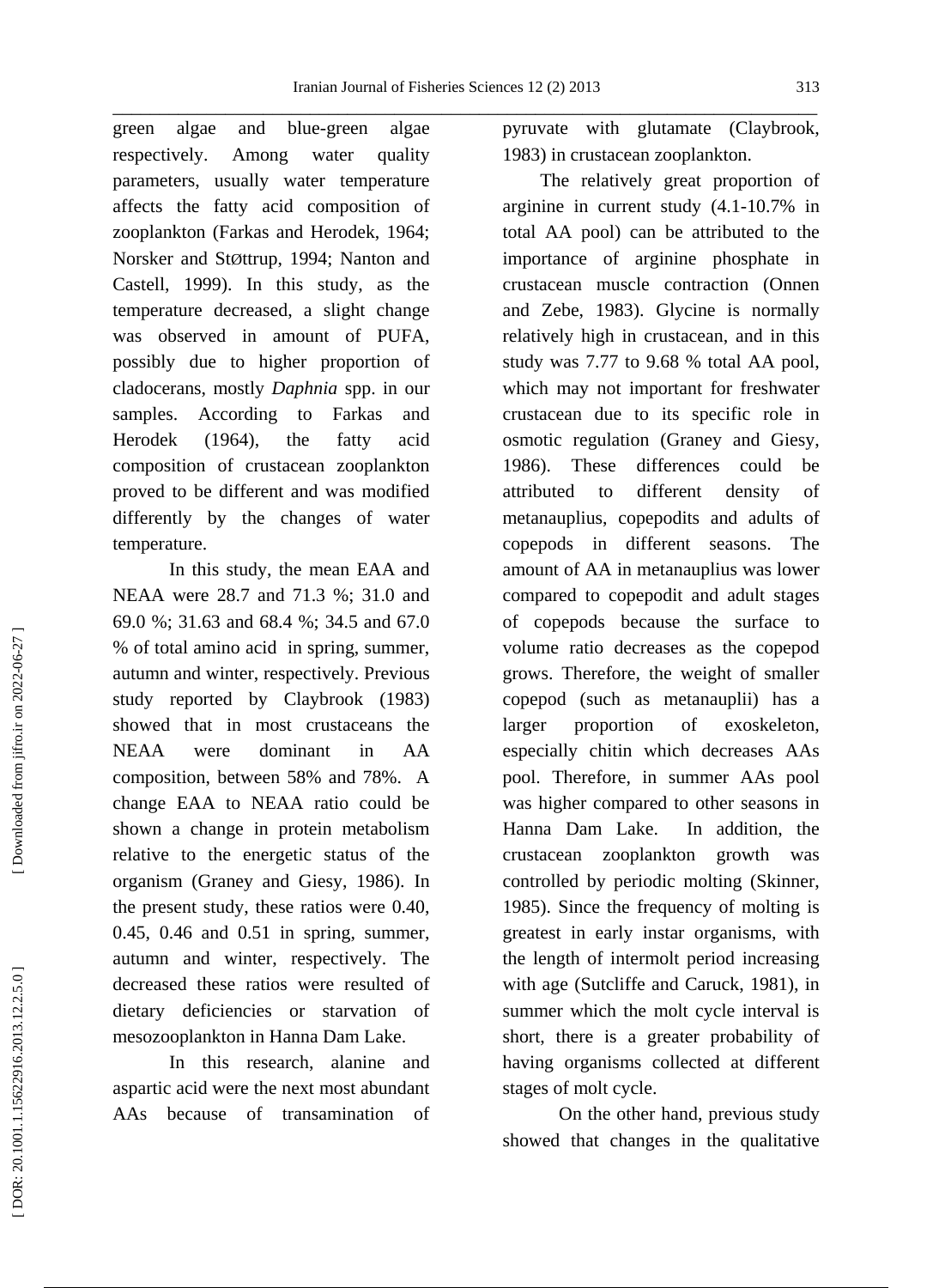green algae and blue-green algae respectively. Among water quality parameters, usually water temperature affects the fatty acid composition of zooplankton (Farkas and Herodek, 1964; Norsker and StØttrup, 1994; Nanton and Castell, 1999). In this study, as the temperature decreased, a slight change was observed in amount of PUFA, possibly due to higher proportion of cladocerans, mostly *Daphnia* spp. in our samples. According to Farkas and Herodek (1964), the fatty acid composition of crustacean zooplankton proved to be different and was modified differently by the changes of water temperature.

In this study, the mean EAA and NEAA were 28.7 and 71.3 %; 31.0 and 69.0 %; 31.63 and 68.4 %; 34.5 and 67.0 % of total amino acid in spring, summer, autumn and winter, respectively. Previous study reported by Claybrook (1983) showed that in most crustaceans the NEAA were dominant in AA composition, between 58% and 78%. A change EAA to NEAA ratio could be shown a change in protein metabolism relative to the energetic status of the organism (Graney and Giesy, 1986). In the present study, these ratios were 0.40, 0.45, 0.46 and 0.51 in spring, summer, autumn and winter, respectively. The decreased these ratios were resulted of dietary deficiencies or starvation of mesozooplankton in Hanna Dam Lake.

In this research, alanine and aspartic acid were the next most abundant AAs because of transamination of pyruvate with glutamate (Claybrook, 1983) in crustacean zooplankton.

The relatively great proportion of arginine in current study (4.1-10.7% in total AA pool) can be attributed to the importance of arginine phosphate in crustacean muscle contraction (Onnen and Zebe, 1983). Glycine is normally relatively high in crustacean, and in this study was 7.77 to 9.68 % total AA pool, which may not important for freshwater crustacean due to its specific role in osmotic regulation (Graney and Giesy, 1986). These differences could be attributed to different density of metanauplius, copepodits and adults of copepods in different seasons. The amount of AA in metanauplius was lower compared to copepodit and adult stages of copepods because the surface to volume ratio decreases as the copepod grows. Therefore, the weight of smaller copepod (such as metanauplii) has a larger proportion of exoskeleton, especially chitin which decreases AAs pool. Therefore, in summer AAs pool was higher compared to other seasons in Hanna Dam Lake. In addition, the crustacean zooplankton growth was controlled by periodic molting (Skinner, 1985). Since the frequency of molting is greatest in early instar organisms, with the length of intermolt period increasing with age (Sutcliffe and Caruck, 1981), in summer which the molt cycle interval is short, there is a greater probability of having organisms collected at different stages of molt cycle.

On the other hand, previous study showed that changes in the qualitative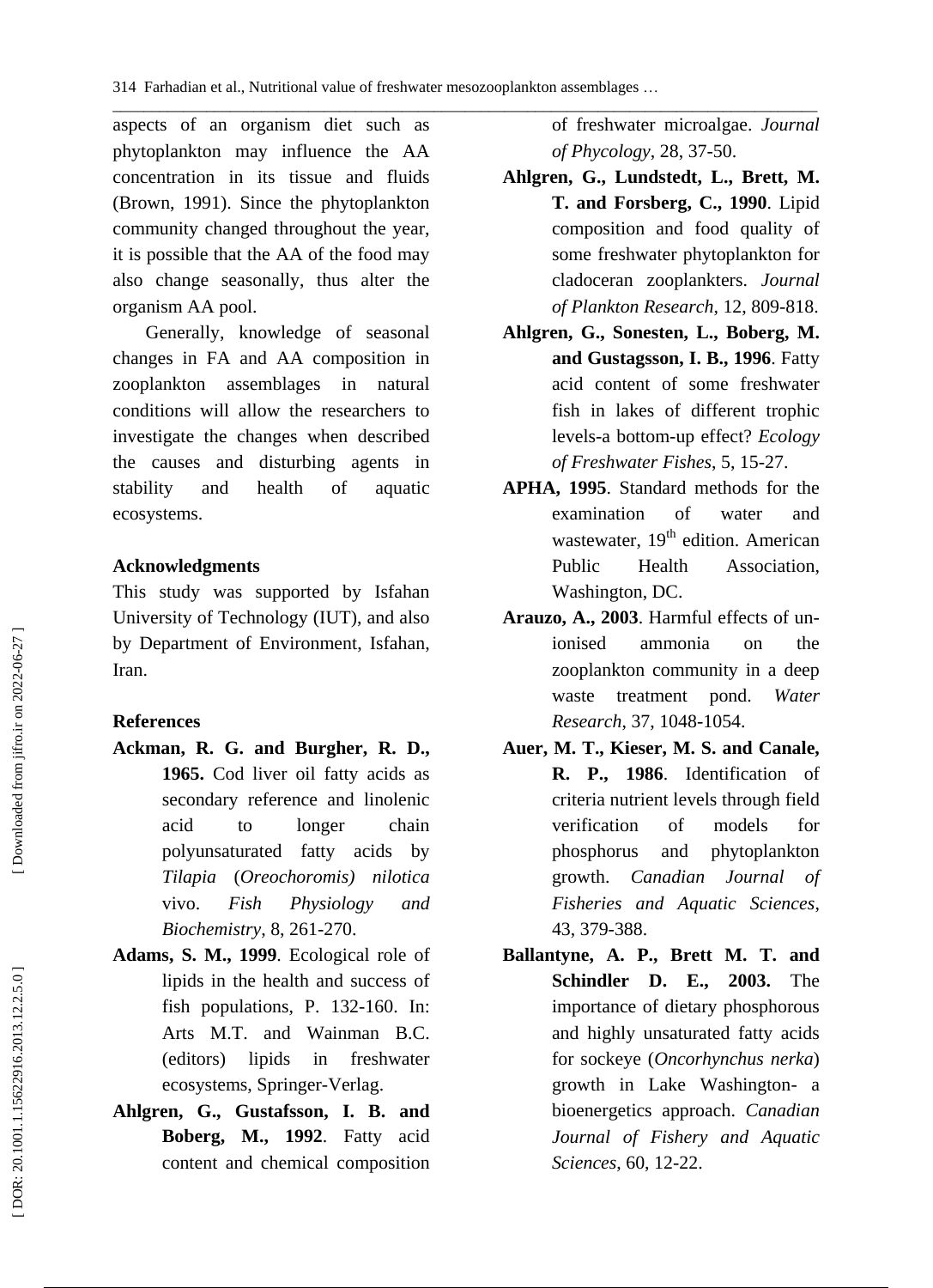aspects of an organism diet such as phytoplankton may influence the AA concentration in its tissue and fluids (Brown, 1991). Since the phytoplankton community changed throughout the year, it is possible that the AA of the food may also change seasonally, thus alter the organism AA pool.

Generally, knowledge of seasonal changes in FA and AA composition in zooplankton assemblages in natural conditions will allow the researchers to investigate the changes when described the causes and disturbing agents in stability and health of aquatic ecosystems.

## Acknowledgments

This study was supported by Isfahan University of Technology (IUT), and also by Department of Environment, Isfahan, Iran.

## References

**Ackman, R. G. and Burgher, R. D., 1965.** Cod liver oil fatty acids as secondary reference and linolenic acid to longer chain polyunsaturated fatty acids by *Tilapia* (*Oreochoromis) nilotica* vivo. *Fish Physiology and Biochemistry*, 8, 261-270.

**Adams, S. M., 1999**. Ecological role of lipids in the health and success of fish populations, P. 132-160. In: Arts M.T. and Wainman B.C. (editors) lipids in freshwater ecosystems, Springer-Verlag.

**Ahlgren, G., Gustafsson, I. B. and Boberg, M., 1992**. Fatty acid content and chemical composition of freshwater microalgae. *Journal of Phycology*, 28, 37-50.

**Ahlgren, G., Lundstedt, L., Brett, M. T. and Forsberg, C., 1990**. Lipid composition and food quality of some freshwater phytoplankton for cladoceran zooplankters. *Journal of Plankton Research*, 12, 809-818.

**Ahlgren, G., Sonesten, L., Boberg, M. and Gustagsson, I. B., 1996**. Fatty acid content of some freshwater fish in lakes of different trophic levels-a bottom-up effect? *Ecology of Freshwater Fishes*, 5, 15-27.

**APHA, 1995**. Standard methods for the examination of water and wastewater, 19th edition. American Public Health Association, Washington, DC.

**Arauzo, A., 2003**. Harmful effects of un-ionised ammonia on the zooplankton community in a deep waste treatment pond. *Water Research*, 37, 1048-1054.

**Auer, M. T., Kieser, M. S. and Canale, R. P., 1986**. Identification of criteria nutrient levels through field verification of models for phosphorus and phytoplankton growth. *Canadian Journal of Fisheries and Aquatic Sciences*, 43, 379-388.

**Ballantyne, A. P., Brett M. T. and Schindler D. E., 2003.** The importance of dietary phosphorous and highly unsaturated fatty acids for sockeye (*Oncorhynchus nerka*) growth in Lake Washington- a bioenergetics approach. *Canadian Journal of Fishery and Aquatic Sciences*, 60, 12-22.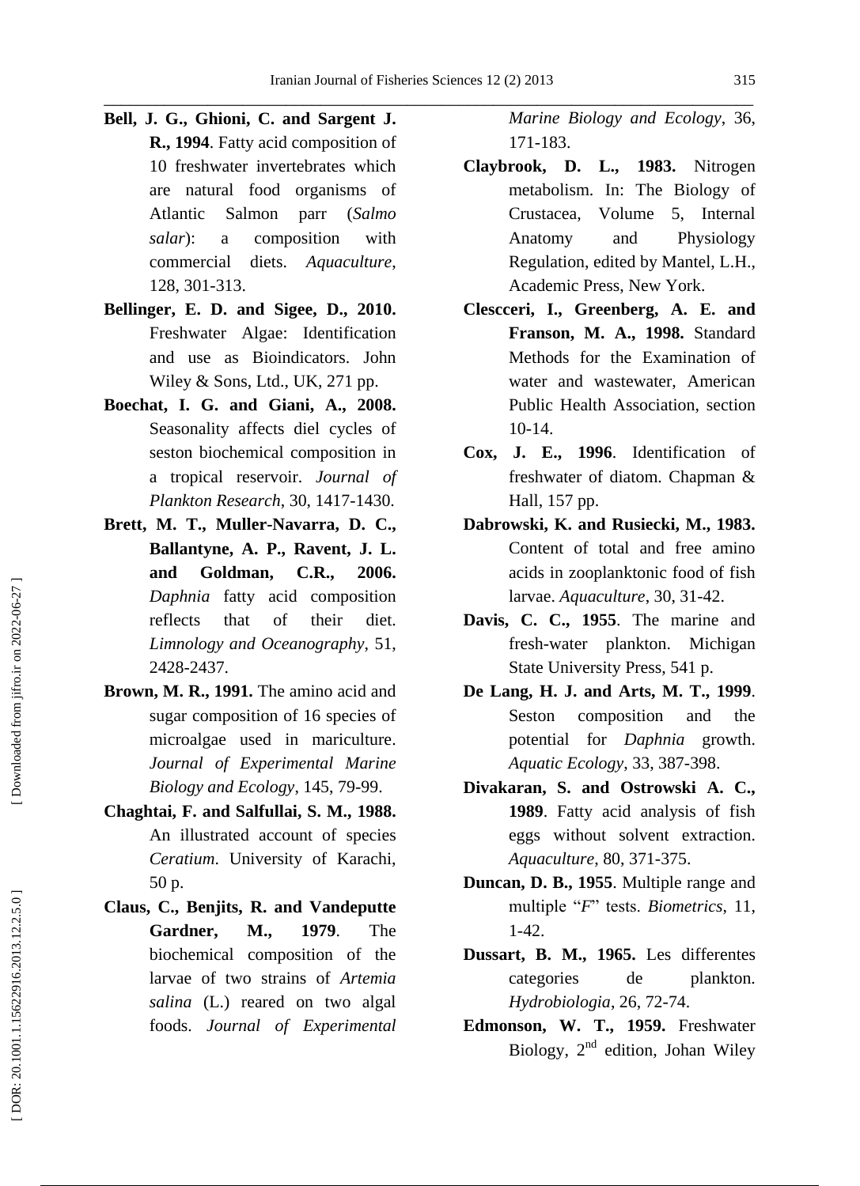**Bell, J. G., Ghioni, C. and Sargent J. R., 1994**. Fatty acid composition of 10 freshwater invertebrates which are natural food organisms of Atlantic Salmon parr (*Salmo salar*): a composition with commercial diets. *Aquaculture*, 128, 301-313.

**Bellinger, E. D. and Sigee, D., 2010.** Freshwater Algae: Identification and use as Bioindicators. John Wiley & Sons, Ltd., UK, 271 pp.

**Boechat, I. G. and Giani, A., 2008.** Seasonality affects diel cycles of seston biochemical composition in a tropical reservoir. *Journal of Plankton Research*, 30, 1417-1430.

**Brett, M. T., Muller-Navarra, D. C., Ballantyne, A. P., Ravent, J. L. and Goldman, C.R., 2006.** *Daphnia* fatty acid composition reflects that of their diet. *Limnology and Oceanography*, 51, 2428-2437.

**Brown, M. R., 1991.** The amino acid and sugar composition of 16 species of microalgae used in mariculture. *Journal of Experimental Marine Biology and Ecology*, 145, 79-99.

**Chaghtai, F. and Salfullai, S. M., 1988.** An illustrated account of species *Ceratium*. University of Karachi, 50 p.

**Claus, C., Benjits, R. and Vandeputte Gardner, M., 1979**. The biochemical composition of the larvae of two strains of *Artemia salina* (L.) reared on two algal foods. *Journal of Experimental Marine Biology and Ecology*, 36, 171-183.

**Claybrook, D. L., 1983.** Nitrogen metabolism. In: The Biology of Crustacea, Volume 5, Internal Anatomy and Physiology Regulation, edited by Mantel, L.H., Academic Press, New York.

**Clescceri, I., Greenberg, A. E. and Franson, M. A., 1998.** Standard Methods for the Examination of water and wastewater, American Public Health Association, section 10-14.

**Cox, J. E., 1996**. Identification of freshwater of diatom. Chapman & Hall, 157 pp.

**Dabrowski, K. and Rusiecki, M., 1983.** Content of total and free amino acids in zooplanktonic food of fish larvae. *Aquaculture*, 30, 31-42.

**Davis, C. C., 1955**. The marine and fresh-water plankton. Michigan State University Press, 541 p.

**De Lang, H. J. and Arts, M. T., 1999**. Seston composition and the potential for *Daphnia* growth. *Aquatic Ecology*, 33, 387-398.

**Divakaran, S. and Ostrowski A. C., 1989**. Fatty acid analysis of fish eggs without solvent extraction. *Aquaculture*, 80, 371-375.

**Duncan, D. B., 1955**. Multiple range and multiple "*F*" tests. *Biometrics*, 11, 1-42.

**Dussart, B. M., 1965.** Les differentes categories de plankton. *Hydrobiologia*, 26, 72-74.

**Edmonson, W. T., 1959.** Freshwater Biology, 2nd edition, Johan Wiley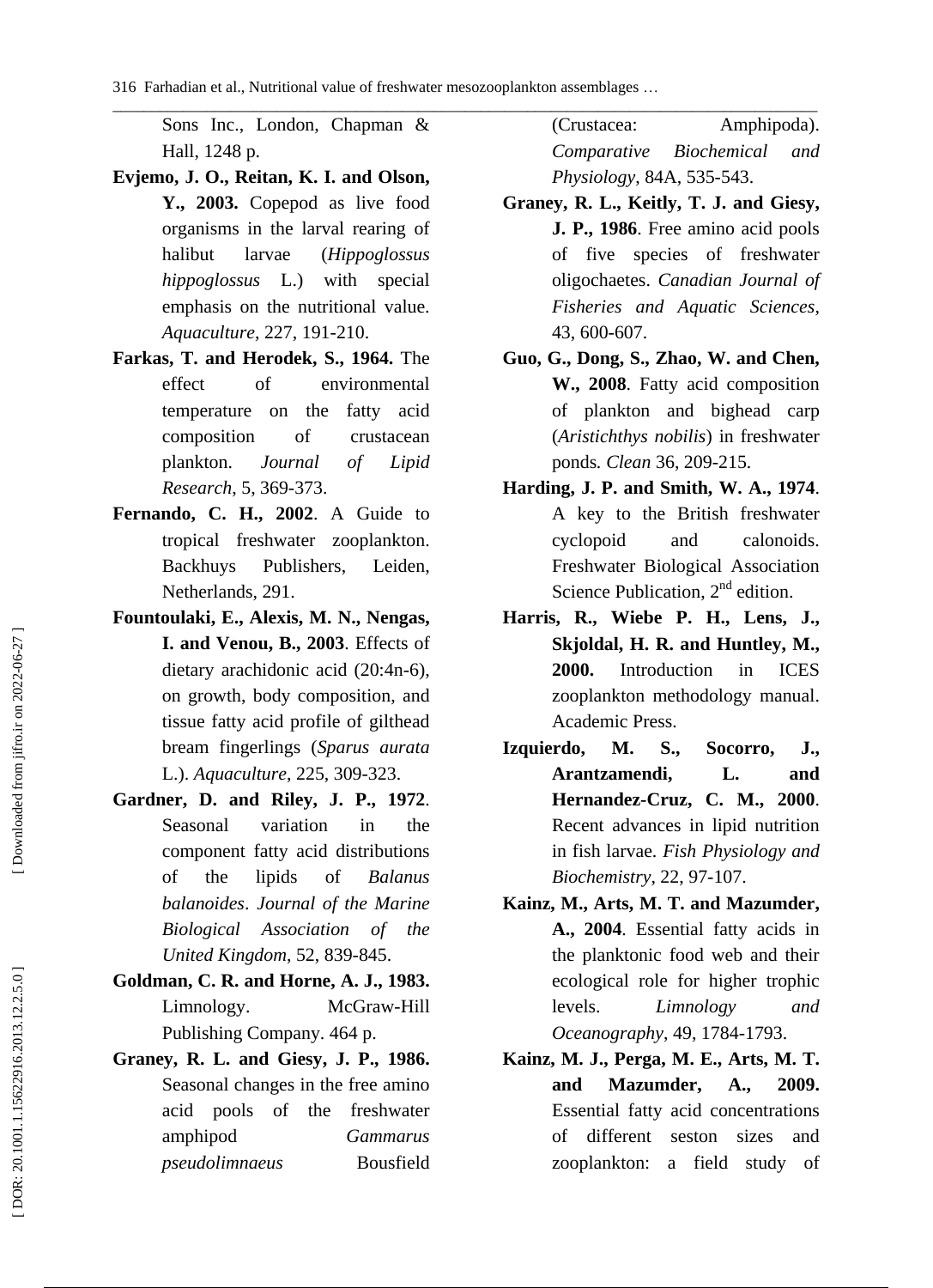Sons Inc., London, Chapman & Hall, 1248 p.

**Evjemo, J. O., Reitan, K. I. and Olson, Y., 2003.** Copepod as live food organisms in the larval rearing of halibut larvae (*Hippoglossus hippoglossus* L.) with special emphasis on the nutritional value. *Aquaculture*, 227, 191-210.

**Farkas, T. and Herodek, S., 1964.** The effect of environmental temperature on the fatty acid composition of crustacean plankton. *Journal of Lipid Research*, 5, 369-373.

**Fernando, C. H., 2002**. A Guide to tropical freshwater zooplankton. Backhuys Publishers, Leiden, Netherlands, 291.

**Fountoulaki, E., Alexis, M. N., Nengas, I. and Venou, B., 2003**. Effects of dietary arachidonic acid (20:4n-6), on growth, body composition, and tissue fatty acid profile of gilthead bream fingerlings (*Sparus aurata* L.). *Aquaculture*, 225, 309-323.

**Gardner, D. and Riley, J. P., 1972**. Seasonal variation in the component fatty acid distributions of the lipids of *Balanus balanoides*. *Journal of the Marine Biological Association of the United Kingdom*, 52, 839-845.

**Goldman, C. R. and Horne, A. J., 1983.** Limnology. McGraw-Hill Publishing Company. 464 p.

**Graney, R. L. and Giesy, J. P., 1986.** Seasonal changes in the free amino acid pools of the freshwater amphipod *Gammarus pseudolimnaeus* Bousfield (Crustacea: Amphipoda). *Comparative Biochemical and Physiology*, 84A, 535-543.

**Graney, R. L., Keitly, T. J. and Giesy, J. P., 1986**. Free amino acid pools of five species of freshwater oligochaetes. *Canadian Journal of Fisheries and Aquatic Sciences*, 43, 600-607.

**Guo, G., Dong, S., Zhao, W. and Chen, W., 2008**. Fatty acid composition of plankton and bighead carp (*Aristichthys nobilis*) in freshwater ponds. *Clean* 36, 209-215.

**Harding, J. P. and Smith, W. A., 1974**. A key to the British freshwater cyclopoid and calonoids. Freshwater Biological Association Science Publication, 2nd edition.

**Harris, R., Wiebe P. H., Lens, J., Skjoldal, H. R. and Huntley, M., 2000.** Introduction in ICES zooplankton methodology manual. Academic Press.

**Izquierdo, M. S., Socorro, J., Arantzamendi, L. and Hernandez-Cruz, C. M., 2000**. Recent advances in lipid nutrition in fish larvae. *Fish Physiology and Biochemistry*, 22, 97-107.

**Kainz, M., Arts, M. T. and Mazumder, A., 2004**. Essential fatty acids in the planktonic food web and their ecological role for higher trophic levels. *Limnology and Oceanography*, 49, 1784-1793.

**Kainz, M. J., Perga, M. E., Arts, M. T. and Mazumder, A., 2009.** Essential fatty acid concentrations of different seston sizes and zooplankton: a field study of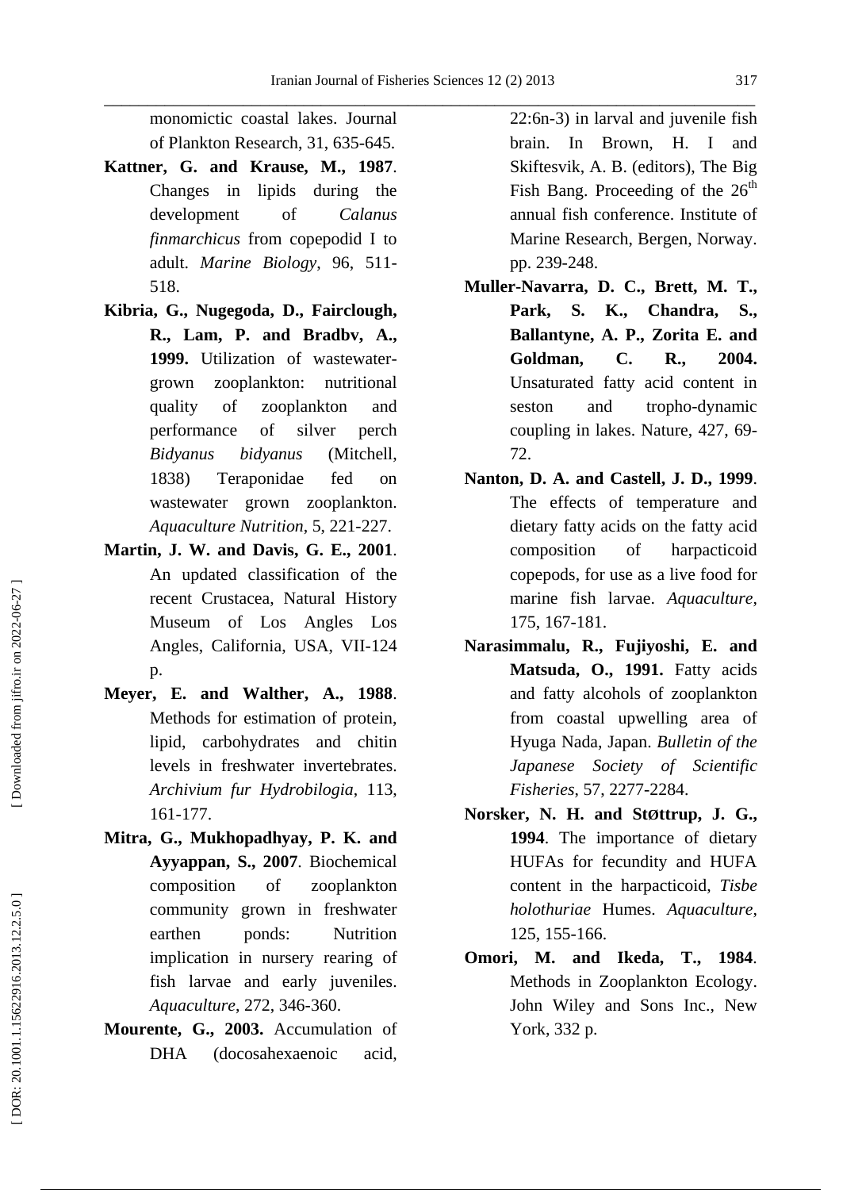monomictic coastal lakes. Journal of Plankton Research, 31, 635-645.

**Kattner, G. and Krause, M., 1987**. Changes in lipids during the development of *Calanus finmarchicus* from copepodid I to adult. *Marine Biology*, 96, 511-518.

**Kibria, G., Nugegoda, D., Fairclough, R., Lam, P. and Bradbv, A., 1999.** Utilization of wastewater-grown zooplankton: nutritional quality of zooplankton and performance of silver perch *Bidyanus bidyanus* (Mitchell, 1838) Teraponidae fed on wastewater grown zooplankton. *Aquaculture Nutrition*, 5, 221-227.

**Martin, J. W. and Davis, G. E., 2001**. An updated classification of the recent Crustacea, Natural History Museum of Los Angles Los Angles, California, USA, VII-124 p.

**Meyer, E. and Walther, A., 1988**. Methods for estimation of protein, lipid, carbohydrates and chitin levels in freshwater invertebrates. *Archivium fur Hydrobilogia*, 113, 161-177.

**Mitra, G., Mukhopadhyay, P. K. and Ayyappan, S., 2007**. Biochemical composition of zooplankton community grown in freshwater earthen ponds: Nutrition implication in nursery rearing of fish larvae and early juveniles. *Aquaculture*, 272, 346-360.

**Mourente, G., 2003.** Accumulation of DHA (docosahexaenoic acid, 22:6n-3) in larval and juvenile fish brain. In Brown, H. I and Skiftesvik, A. B. (editors), The Big Fish Bang. Proceeding of the 26th annual fish conference. Institute of Marine Research, Bergen, Norway. pp. 239-248.

**Muller-Navarra, D. C., Brett, M. T., Park, S. K., Chandra, S., Ballantyne, A. P., Zorita E. and Goldman, C. R., 2004.** Unsaturated fatty acid content in seston and tropho-dynamic coupling in lakes. Nature, 427, 69-72.

**Nanton, D. A. and Castell, J. D., 1999**. The effects of temperature and dietary fatty acids on the fatty acid composition of harpacticoid copepods, for use as a live food for marine fish larvae. *Aquaculture*, 175, 167-181.

**Narasimmalu, R., Fujiyoshi, E. and Matsuda, O., 1991.** Fatty acids and fatty alcohols of zooplankton from coastal upwelling area of Hyuga Nada, Japan. *Bulletin of the Japanese Society of Scientific Fisheries*, 57, 2277-2284.

**Norsker, N. H. and StØttrup, J. G., 1994**. The importance of dietary HUFAs for fecundity and HUFA content in the harpacticoid, *Tisbe holothuriae* Humes. *Aquaculture*, 125, 155-166.

**Omori, M. and Ikeda, T., 1984**. Methods in Zooplankton Ecology. John Wiley and Sons Inc., New York, 332 p.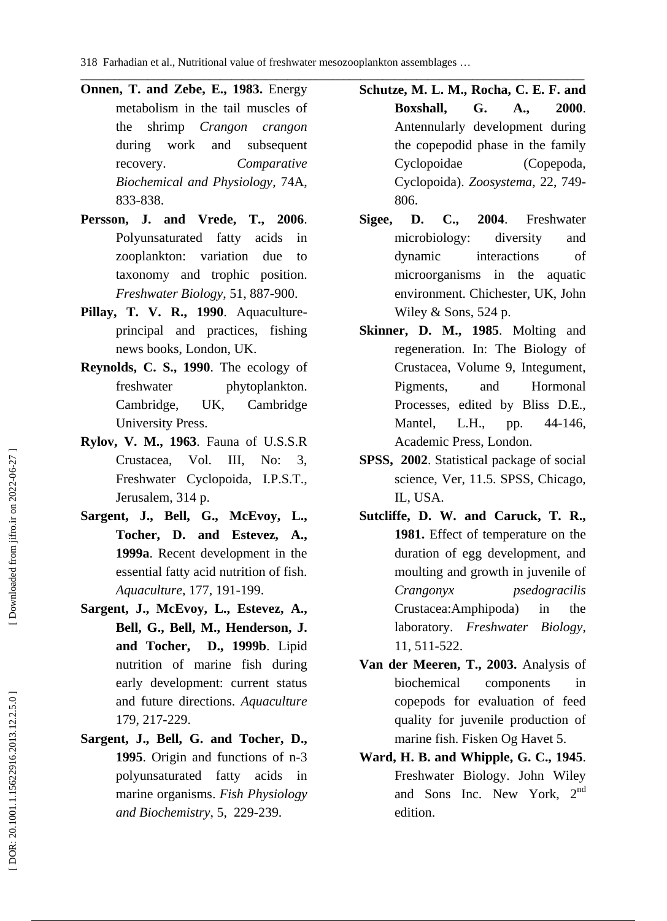**Onnen, T. and Zebe, E., 1983.** Energy metabolism in the tail muscles of the shrimp *Crangon crangon* during work and subsequent recovery. *Comparative Biochemical and Physiology*, 74A, 833-838.

**Persson, J. and Vrede, T., 2006**. Polyunsaturated fatty acids in zooplankton: variation due to taxonomy and trophic position. *Freshwater Biology*, 51, 887-900.

**Pillay, T. V. R., 1990**. Aquaculture-principal and practices, fishing news books, London, UK.

**Reynolds, C. S., 1990**. The ecology of freshwater phytoplankton. Cambridge, UK, Cambridge University Press.

**Rylov, V. M., 1963**. Fauna of U.S.S.R Crustacea, Vol. III, No: 3, Freshwater Cyclopoida, I.P.S.T., Jerusalem, 314 p.

**Sargent, J., Bell, G., McEvoy, L., Tocher, D. and Estevez, A., 1999a**. Recent development in the essential fatty acid nutrition of fish. *Aquaculture*, 177, 191-199.

**Sargent, J., McEvoy, L., Estevez, A., Bell, G., Bell, M., Henderson, J. and Tocher, D., 1999b**. Lipid nutrition of marine fish during early development: current status and future directions. *Aquaculture* 179, 217-229.

**Sargent, J., Bell, G. and Tocher, D., 1995**. Origin and functions of n-3 polyunsaturated fatty acids in marine organisms. *Fish Physiology and Biochemistry*, 5, 229-239.

**Schutze, M. L. M., Rocha, C. E. F. and Boxshall, G. A., 2000**. Antennularly development during the copepodid phase in the family Cyclopoidae (Copepoda, Cyclopoida). *Zoosystema*, 22, 749-806.

**Sigee, D. C., 2004**. Freshwater microbiology: diversity and dynamic interactions of microorganisms in the aquatic environment. Chichester, UK, John Wiley & Sons, 524 p.

**Skinner, D. M., 1985**. Molting and regeneration. In: The Biology of Crustacea, Volume 9, Integument, Pigments, and Hormonal Processes, edited by Bliss D.E., Mantel, L.H., pp. 44-146, Academic Press, London.

**SPSS, 2002**. Statistical package of social science, Ver, 11.5. SPSS, Chicago, IL, USA.

**Sutcliffe, D. W. and Caruck, T. R., 1981.** Effect of temperature on the duration of egg development, and moulting and growth in juvenile of *Crangonyx psedogracilis* Crustacea:Amphipoda) in the laboratory. *Freshwater Biology*, 11, 511-522.

**Van der Meeren, T., 2003.** Analysis of biochemical components in copepods for evaluation of feed quality for juvenile production of marine fish. Fisken Og Havet 5.

**Ward, H. B. and Whipple, G. C., 1945**. Freshwater Biology. John Wiley and Sons Inc. New York, 2nd edition.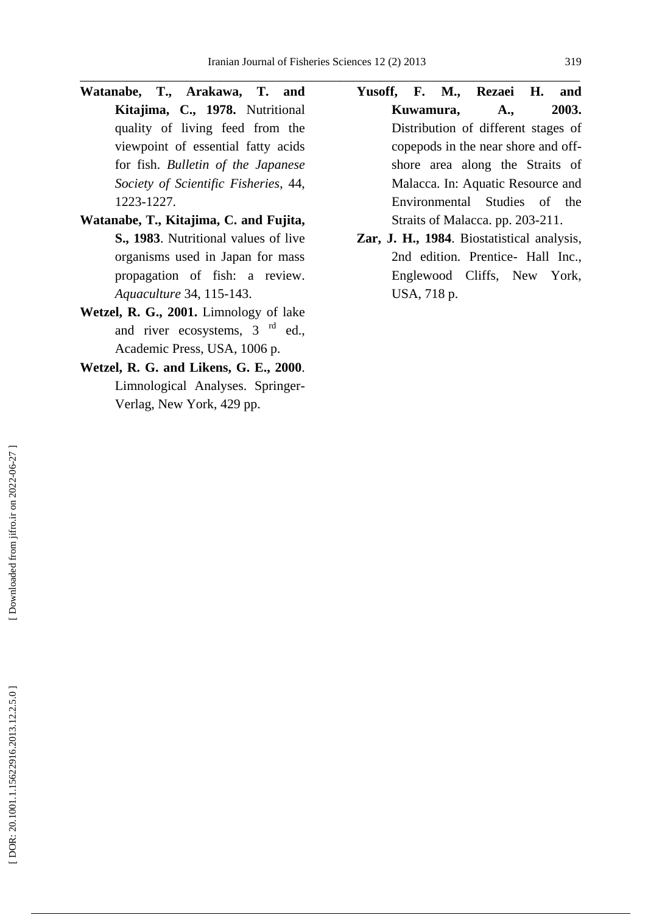**Watanabe, T., Arakawa, T. and Kitajima, C., 1978.** Nutritional quality of living feed from the viewpoint of essential fatty acids for fish. *Bulletin of the Japanese Society of Scientific Fisheries*, 44, 1223-1227.

**Watanabe, T., Kitajima, C. and Fujita, S., 1983**. Nutritional values of live organisms used in Japan for mass propagation of fish: a review. *Aquaculture* 34, 115-143.

**Wetzel, R. G., 2001.** Limnology of lake and river ecosystems, 3 rd ed., Academic Press, USA, 1006 p.

**Wetzel, R. G. and Likens, G. E., 2000**. Limnological Analyses. Springer-Verlag, New York, 429 pp.

**Yusoff, F. M., Rezaei H. and Kuwamura, A., 2003.** Distribution of different stages of copepods in the near shore and off-shore area along the Straits of Malacca. In: Aquatic Resource and Environmental Studies of the Straits of Malacca. pp. 203-211.

**Zar, J. H., 1984**. Biostatistical analysis, 2nd edition. Prentice- Hall Inc., Englewood Cliffs, New York, USA, 718 p.